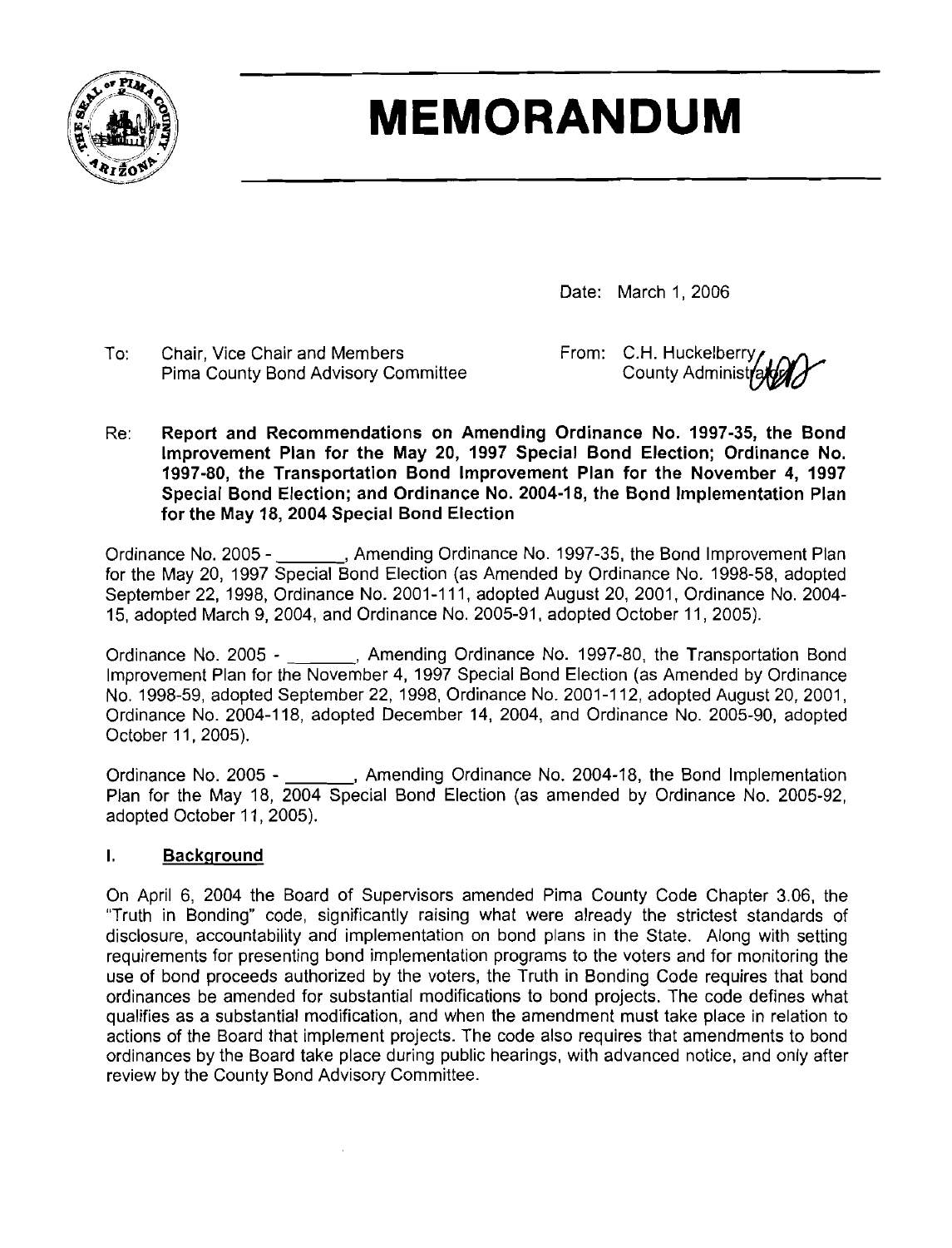# MEMORANDUM

Date: March 1, 2006

To: Chair, Vice Chair and Members
Pima County Bond Advisory Committee

From: C.H. Huckelberry
County Administrator

Re: **Report and Recommendations on Amending Ordinance No. 1997-35, the Bond Improvement Plan for the May 20, 1997 Special Bond Election; Ordinance No. 1997-80, the Transportation Bond Improvement Plan for the November 4, 1997 Special Bond Election; and Ordinance No. 2004-18, the Bond Implementation Plan for the May 18, 2004 Special Bond Election**

Ordinance No. 2005 - _______, Amending Ordinance No. 1997-35, the Bond Improvement Plan for the May 20, 1997 Special Bond Election (as Amended by Ordinance No. 1998-58, adopted September 22, 1998, Ordinance No. 2001-111, adopted August 20, 2001, Ordinance No. 2004-15, adopted March 9, 2004, and Ordinance No. 2005-91, adopted October 11, 2005).

Ordinance No. 2005 - _______, Amending Ordinance No. 1997-80, the Transportation Bond Improvement Plan for the November 4, 1997 Special Bond Election (as Amended by Ordinance No. 1998-59, adopted September 22, 1998, Ordinance No. 2001-112, adopted August 20, 2001, Ordinance No. 2004-118, adopted December 14, 2004, and Ordinance No. 2005-90, adopted October 11, 2005).

Ordinance No. 2005 - _______, Amending Ordinance No. 2004-18, the Bond Implementation Plan for the May 18, 2004 Special Bond Election (as amended by Ordinance No. 2005-92, adopted October 11, 2005).

## I. Background

On April 6, 2004 the Board of Supervisors amended Pima County Code Chapter 3.06, the "Truth in Bonding" code, significantly raising what were already the strictest standards of disclosure, accountability and implementation on bond plans in the State. Along with setting requirements for presenting bond implementation programs to the voters and for monitoring the use of bond proceeds authorized by the voters, the Truth in Bonding Code requires that bond ordinances be amended for substantial modifications to bond projects. The code defines what qualifies as a substantial modification, and when the amendment must take place in relation to actions of the Board that implement projects. The code also requires that amendments to bond ordinances by the Board take place during public hearings, with advanced notice, and only after review by the County Bond Advisory Committee.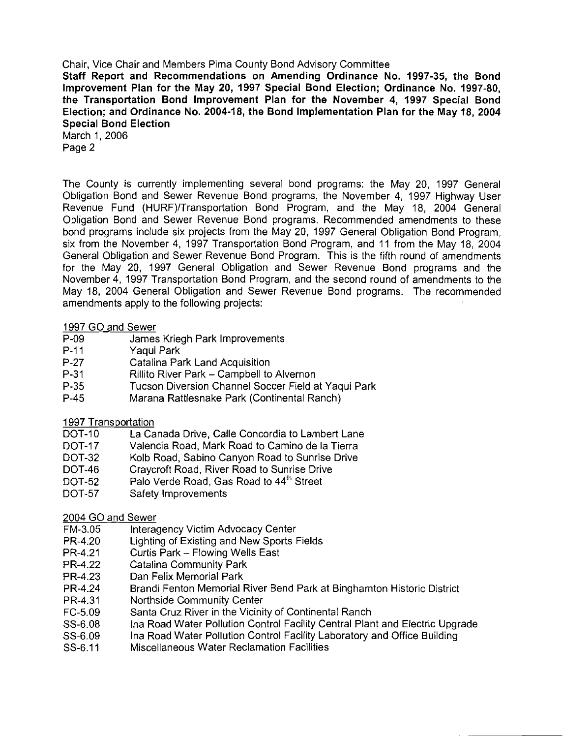The County is currently implementing several bond programs: the May 20, 1997 General Obligation Bond and Sewer Revenue Bond programs, the November 4, 1997 Highway User Revenue Fund (HURF)/Transportation Bond Program, and the May 18, 2004 General Obligation Bond and Sewer Revenue Bond programs. Recommended amendments to these bond programs include six projects from the May 20, 1997 General Obligation Bond Program, six from the November 4, 1997 Transportation Bond Program, and 11 from the May 18, 2004 General Obligation and Sewer Revenue Bond Program. This is the fifth round of amendments for the May 20, 1997 General Obligation and Sewer Revenue Bond programs and the November 4, 1997 Transportation Bond Program, and the second round of amendments to the May 18, 2004 General Obligation and Sewer Revenue Bond programs. The recommended amendments apply to the following projects:

1997 GO and Sewer

| | |
|---|---|
| P-09 | James Kriegh Park Improvements |
| P-11 | Yaqui Park |
| P-27 | Catalina Park Land Acquisition |
| P-31 | Rillito River Park – Campbell to Alvernon |
| P-35 | Tucson Diversion Channel Soccer Field at Yaqui Park |
| P-45 | Marana Rattlesnake Park (Continental Ranch) |

1997 Transportation

| | |
|---|---|
| DOT-10 | La Canada Drive, Calle Concordia to Lambert Lane |
| DOT-17 | Valencia Road, Mark Road to Camino de la Tierra |
| DOT-32 | Kolb Road, Sabino Canyon Road to Sunrise Drive |
| DOT-46 | Craycroft Road, River Road to Sunrise Drive |
| DOT-52 | Palo Verde Road, Gas Road to 44th Street |
| DOT-57 | Safety Improvements |

2004 GO and Sewer

| | |
|---|---|
| FM-3.05 | Interagency Victim Advocacy Center |
| PR-4.20 | Lighting of Existing and New Sports Fields |
| PR-4.21 | Curtis Park – Flowing Wells East |
| PR-4.22 | Catalina Community Park |
| PR-4.23 | Dan Felix Memorial Park |
| PR-4.24 | Brandi Fenton Memorial River Bend Park at Binghamton Historic District |
| PR-4.31 | Northside Community Center |
| FC-5.09 | Santa Cruz River in the Vicinity of Continental Ranch |
| SS-6.08 | Ina Road Water Pollution Control Facility Central Plant and Electric Upgrade |
| SS-6.09 | Ina Road Water Pollution Control Facility Laboratory and Office Building |
| SS-6.11 | Miscellaneous Water Reclamation Facilities |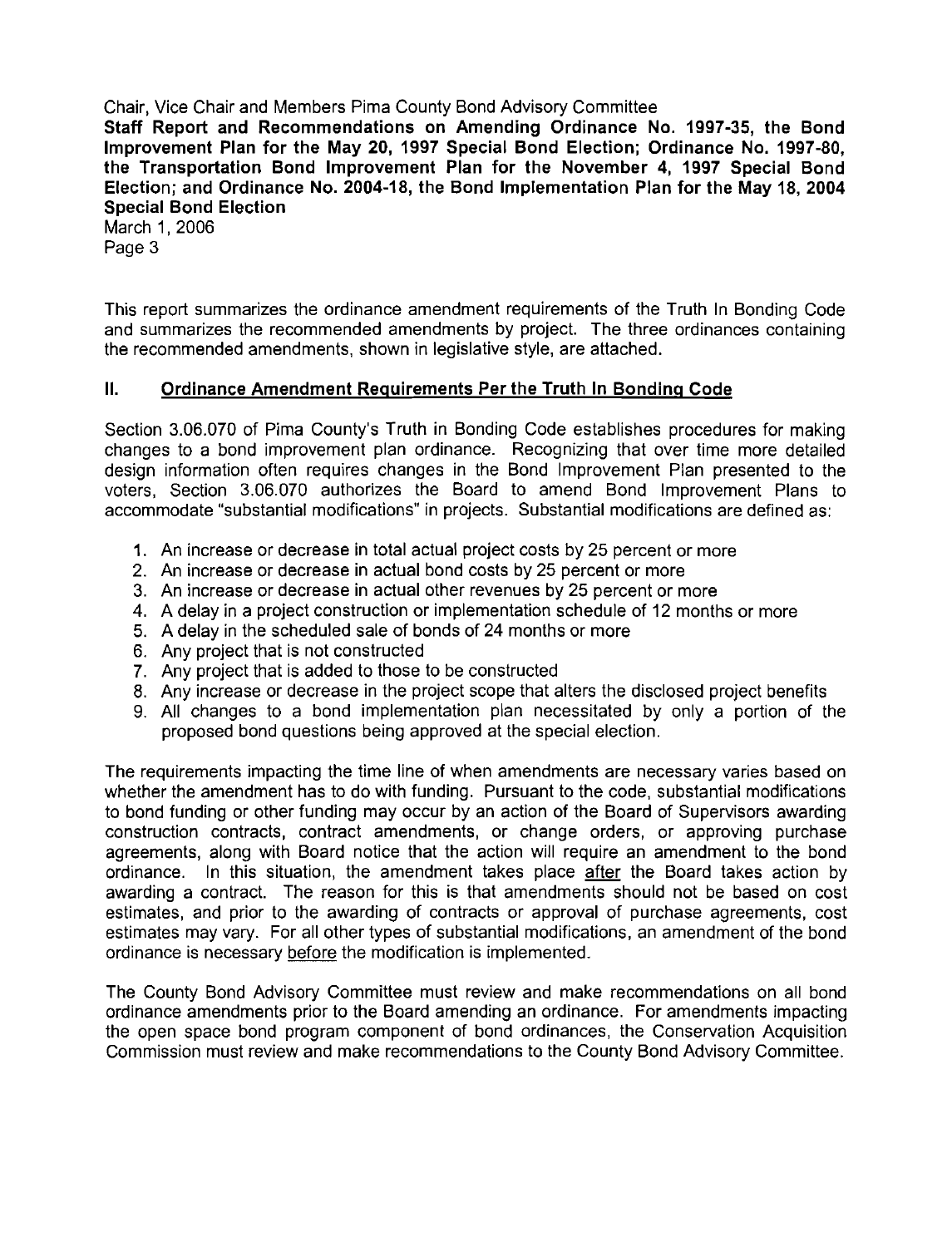This report summarizes the ordinance amendment requirements of the Truth In Bonding Code and summarizes the recommended amendments by project. The three ordinances containing the recommended amendments, shown in legislative style, are attached.

## II. Ordinance Amendment Requirements Per the Truth In Bonding Code

Section 3.06.070 of Pima County's Truth in Bonding Code establishes procedures for making changes to a bond improvement plan ordinance. Recognizing that over time more detailed design information often requires changes in the Bond Improvement Plan presented to the voters, Section 3.06.070 authorizes the Board to amend Bond Improvement Plans to accommodate "substantial modifications" in projects. Substantial modifications are defined as:

1. An increase or decrease in total actual project costs by 25 percent or more
2. An increase or decrease in actual bond costs by 25 percent or more
3. An increase or decrease in actual other revenues by 25 percent or more
4. A delay in a project construction or implementation schedule of 12 months or more
5. A delay in the scheduled sale of bonds of 24 months or more
6. Any project that is not constructed
7. Any project that is added to those to be constructed
8. Any increase or decrease in the project scope that alters the disclosed project benefits
9. All changes to a bond implementation plan necessitated by only a portion of the proposed bond questions being approved at the special election.

The requirements impacting the time line of when amendments are necessary varies based on whether the amendment has to do with funding. Pursuant to the code, substantial modifications to bond funding or other funding may occur by an action of the Board of Supervisors awarding construction contracts, contract amendments, or change orders, or approving purchase agreements, along with Board notice that the action will require an amendment to the bond ordinance. In this situation, the amendment takes place after the Board takes action by awarding a contract. The reason for this is that amendments should not be based on cost estimates, and prior to the awarding of contracts or approval of purchase agreements, cost estimates may vary. For all other types of substantial modifications, an amendment of the bond ordinance is necessary before the modification is implemented.

The County Bond Advisory Committee must review and make recommendations on all bond ordinance amendments prior to the Board amending an ordinance. For amendments impacting the open space bond program component of bond ordinances, the Conservation Acquisition Commission must review and make recommendations to the County Bond Advisory Committee.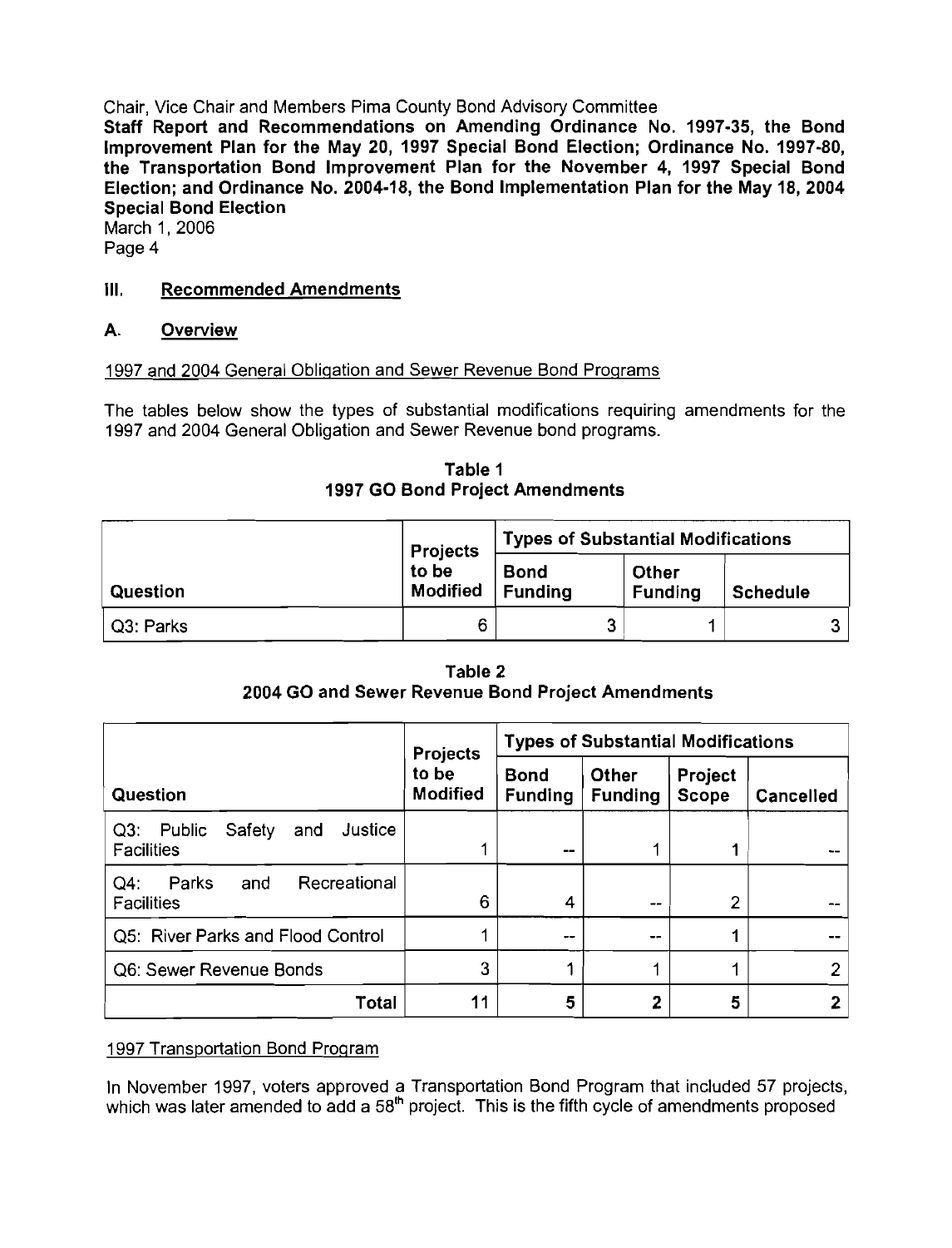## III. Recommended Amendments

### A. Overview

1997 and 2004 General Obligation and Sewer Revenue Bond Programs

The tables below show the types of substantial modifications requiring amendments for the 1997 and 2004 General Obligation and Sewer Revenue bond programs.

**Table 1**
**1997 GO Bond Project Amendments**

| Question | Projects to be Modified | Types of Substantial Modifications | | |
|---|---|---|---|---|
| | | Bond Funding | Other Funding | Schedule |
| Q3: Parks | 6 | 3 | 1 | 3 |

**Table 2**
**2004 GO and Sewer Revenue Bond Project Amendments**

| Question | Projects to be Modified | Types of Substantial Modifications | | | |
|---|---|---|---|---|---|
| | | Bond Funding | Other Funding | Project Scope | Cancelled |
| Q3: Public Safety and Justice Facilities | 1 | -- | 1 | 1 | -- |
| Q4: Parks and Recreational Facilities | 6 | 4 | -- | 2 | -- |
| Q5: River Parks and Flood Control | 1 | -- | -- | 1 | -- |
| Q6: Sewer Revenue Bonds | 3 | 1 | 1 | 1 | 2 |
| **Total** | **11** | **5** | **2** | **5** | **2** |

1997 Transportation Bond Program

In November 1997, voters approved a Transportation Bond Program that included 57 projects, which was later amended to add a 58th project. This is the fifth cycle of amendments proposed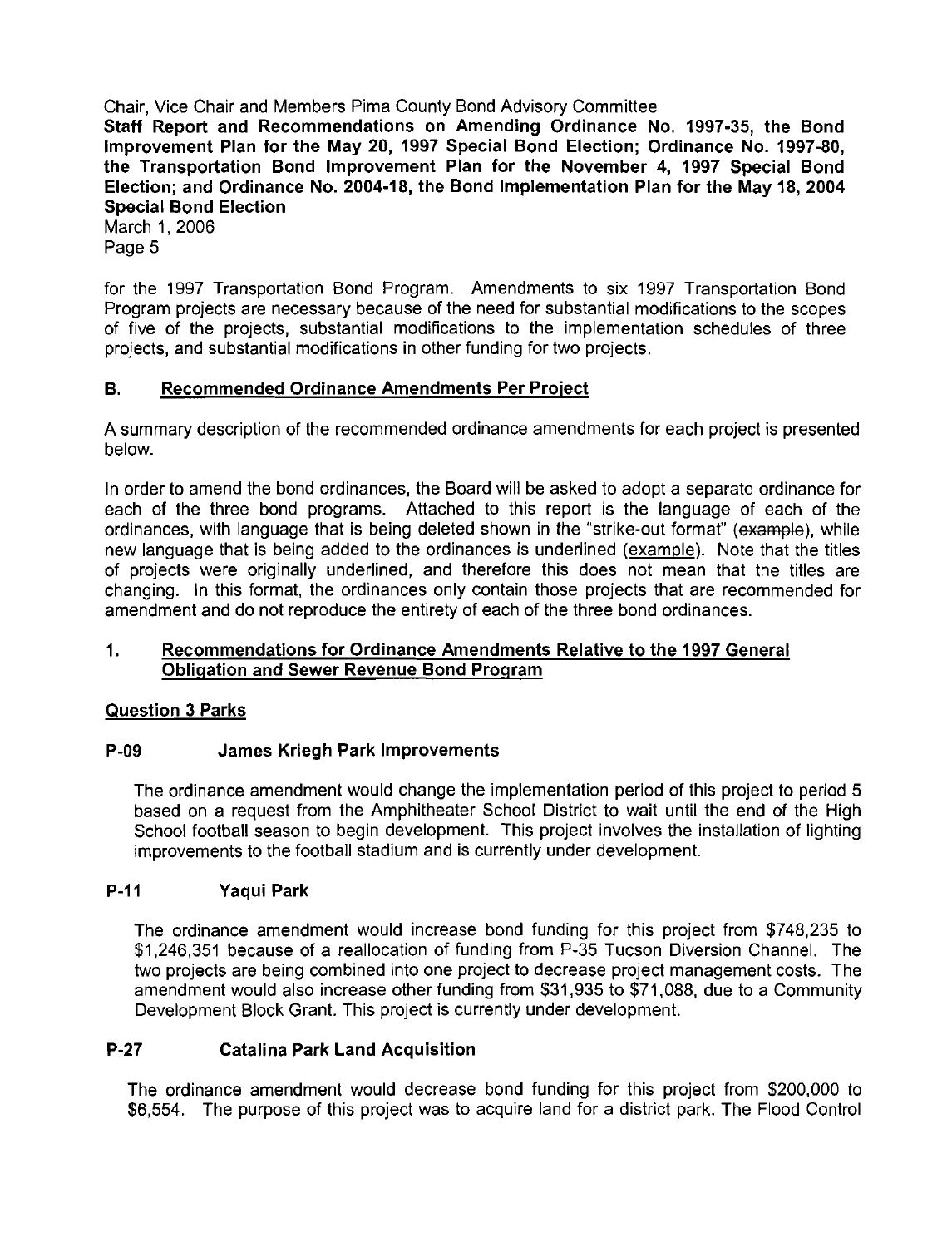for the 1997 Transportation Bond Program. Amendments to six 1997 Transportation Bond Program projects are necessary because of the need for substantial modifications to the scopes of five of the projects, substantial modifications to the implementation schedules of three projects, and substantial modifications in other funding for two projects.

## B. Recommended Ordinance Amendments Per Project

A summary description of the recommended ordinance amendments for each project is presented below.

In order to amend the bond ordinances, the Board will be asked to adopt a separate ordinance for each of the three bond programs. Attached to this report is the language of each of the ordinances, with language that is being deleted shown in the "strike-out format" (~~example~~), while new language that is being added to the ordinances is underlined (<u>example</u>). Note that the titles of projects were originally underlined, and therefore this does not mean that the titles are changing. In this format, the ordinances only contain those projects that are recommended for amendment and do not reproduce the entirety of each of the three bond ordinances.

### 1. Recommendations for Ordinance Amendments Relative to the 1997 General Obligation and Sewer Revenue Bond Program

**Question 3 Parks**

**P-09 James Kriegh Park Improvements**

The ordinance amendment would change the implementation period of this project to period 5 based on a request from the Amphitheater School District to wait until the end of the High School football season to begin development. This project involves the installation of lighting improvements to the football stadium and is currently under development.

**P-11 Yaqui Park**

The ordinance amendment would increase bond funding for this project from $748,235 to $1,246,351 because of a reallocation of funding from P-35 Tucson Diversion Channel. The two projects are being combined into one project to decrease project management costs. The amendment would also increase other funding from $31,935 to $71,088, due to a Community Development Block Grant. This project is currently under development.

**P-27 Catalina Park Land Acquisition**

The ordinance amendment would decrease bond funding for this project from $200,000 to $6,554. The purpose of this project was to acquire land for a district park. The Flood Control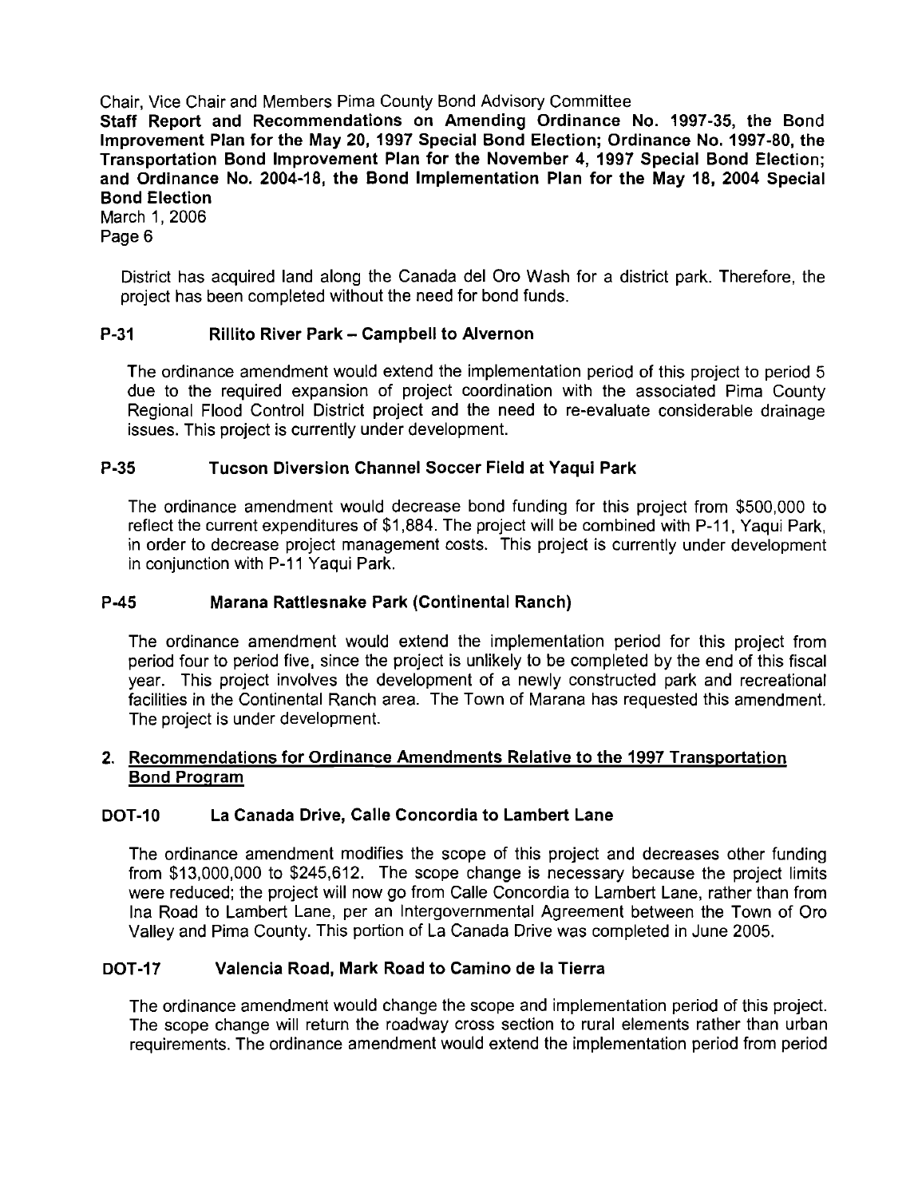District has acquired land along the Canada del Oro Wash for a district park. Therefore, the project has been completed without the need for bond funds.

### P-31 Rillito River Park – Campbell to Alvernon

The ordinance amendment would extend the implementation period of this project to period 5 due to the required expansion of project coordination with the associated Pima County Regional Flood Control District project and the need to re-evaluate considerable drainage issues. This project is currently under development.

### P-35 Tucson Diversion Channel Soccer Field at Yaqui Park

The ordinance amendment would decrease bond funding for this project from $500,000 to reflect the current expenditures of $1,884. The project will be combined with P-11, Yaqui Park, in order to decrease project management costs. This project is currently under development in conjunction with P-11 Yaqui Park.

### P-45 Marana Rattlesnake Park (Continental Ranch)

The ordinance amendment would extend the implementation period for this project from period four to period five, since the project is unlikely to be completed by the end of this fiscal year. This project involves the development of a newly constructed park and recreational facilities in the Continental Ranch area. The Town of Marana has requested this amendment. The project is under development.

## 2. Recommendations for Ordinance Amendments Relative to the 1997 Transportation Bond Program

### DOT-10 La Canada Drive, Calle Concordia to Lambert Lane

The ordinance amendment modifies the scope of this project and decreases other funding from $13,000,000 to $245,612. The scope change is necessary because the project limits were reduced; the project will now go from Calle Concordia to Lambert Lane, rather than from Ina Road to Lambert Lane, per an Intergovernmental Agreement between the Town of Oro Valley and Pima County. This portion of La Canada Drive was completed in June 2005.

### DOT-17 Valencia Road, Mark Road to Camino de la Tierra

The ordinance amendment would change the scope and implementation period of this project. The scope change will return the roadway cross section to rural elements rather than urban requirements. The ordinance amendment would extend the implementation period from period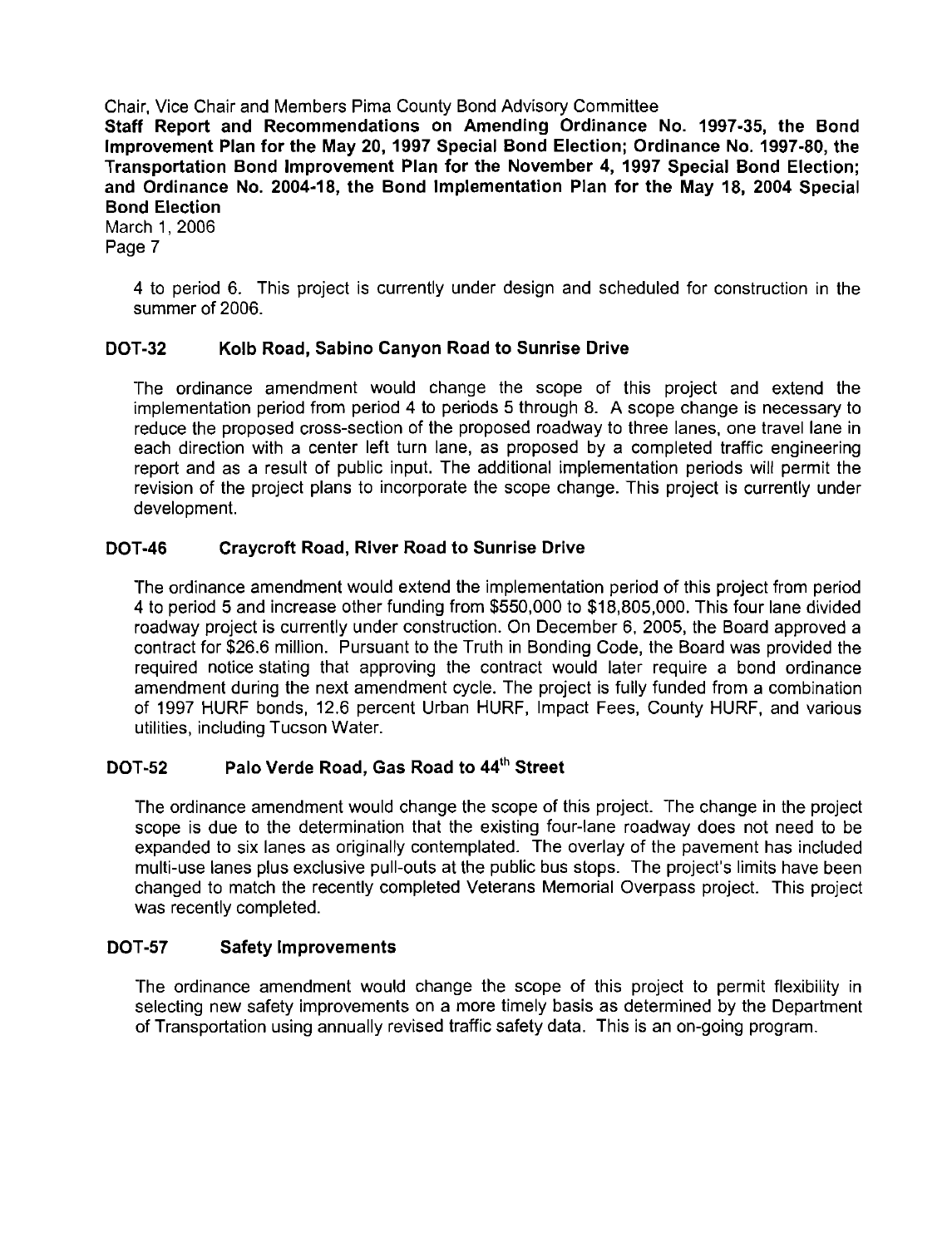4 to period 6. This project is currently under design and scheduled for construction in the summer of 2006.

### DOT-32 Kolb Road, Sabino Canyon Road to Sunrise Drive

The ordinance amendment would change the scope of this project and extend the implementation period from period 4 to periods 5 through 8. A scope change is necessary to reduce the proposed cross-section of the proposed roadway to three lanes, one travel lane in each direction with a center left turn lane, as proposed by a completed traffic engineering report and as a result of public input. The additional implementation periods will permit the revision of the project plans to incorporate the scope change. This project is currently under development.

### DOT-46 Craycroft Road, River Road to Sunrise Drive

The ordinance amendment would extend the implementation period of this project from period 4 to period 5 and increase other funding from $550,000 to $18,805,000. This four lane divided roadway project is currently under construction. On December 6, 2005, the Board approved a contract for $26.6 million. Pursuant to the Truth in Bonding Code, the Board was provided the required notice stating that approving the contract would later require a bond ordinance amendment during the next amendment cycle. The project is fully funded from a combination of 1997 HURF bonds, 12.6 percent Urban HURF, Impact Fees, County HURF, and various utilities, including Tucson Water.

### DOT-52 Palo Verde Road, Gas Road to 44th Street

The ordinance amendment would change the scope of this project. The change in the project scope is due to the determination that the existing four-lane roadway does not need to be expanded to six lanes as originally contemplated. The overlay of the pavement has included multi-use lanes plus exclusive pull-outs at the public bus stops. The project's limits have been changed to match the recently completed Veterans Memorial Overpass project. This project was recently completed.

### DOT-57 Safety Improvements

The ordinance amendment would change the scope of this project to permit flexibility in selecting new safety improvements on a more timely basis as determined by the Department of Transportation using annually revised traffic safety data. This is an on-going program.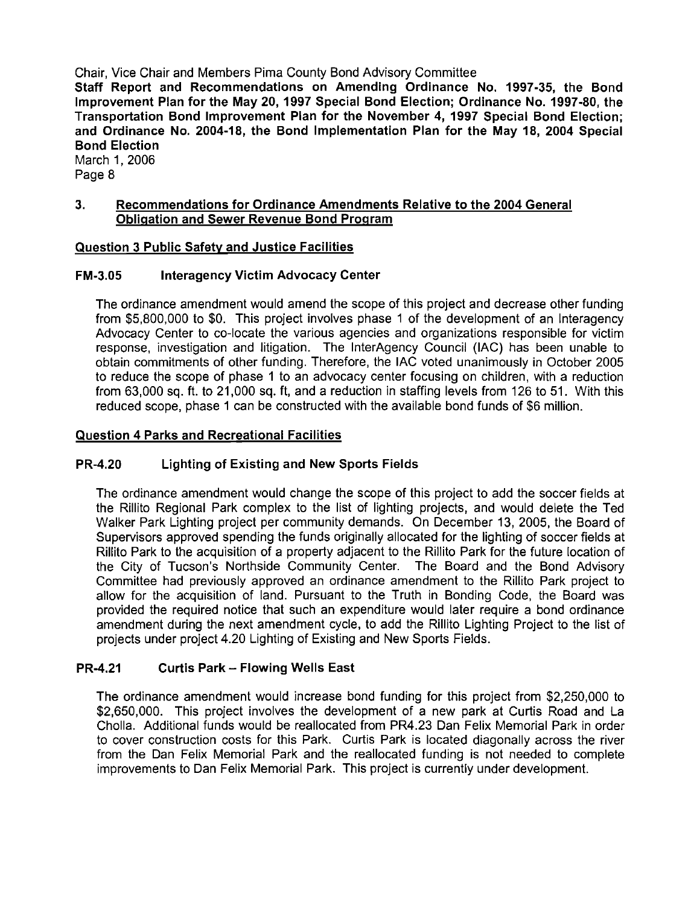## 3. Recommendations for Ordinance Amendments Relative to the 2004 General Obligation and Sewer Revenue Bond Program

### Question 3 Public Safety and Justice Facilities

#### FM-3.05 Interagency Victim Advocacy Center

The ordinance amendment would amend the scope of this project and decrease other funding from $5,800,000 to $0. This project involves phase 1 of the development of an Interagency Advocacy Center to co-locate the various agencies and organizations responsible for victim response, investigation and litigation. The InterAgency Council (IAC) has been unable to obtain commitments of other funding. Therefore, the IAC voted unanimously in October 2005 to reduce the scope of phase 1 to an advocacy center focusing on children, with a reduction from 63,000 sq. ft. to 21,000 sq. ft, and a reduction in staffing levels from 126 to 51. With this reduced scope, phase 1 can be constructed with the available bond funds of $6 million.

### Question 4 Parks and Recreational Facilities

#### PR-4.20 Lighting of Existing and New Sports Fields

The ordinance amendment would change the scope of this project to add the soccer fields at the Rillito Regional Park complex to the list of lighting projects, and would delete the Ted Walker Park Lighting project per community demands. On December 13, 2005, the Board of Supervisors approved spending the funds originally allocated for the lighting of soccer fields at Rillito Park to the acquisition of a property adjacent to the Rillito Park for the future location of the City of Tucson's Northside Community Center. The Board and the Bond Advisory Committee had previously approved an ordinance amendment to the Rillito Park project to allow for the acquisition of land. Pursuant to the Truth in Bonding Code, the Board was provided the required notice that such an expenditure would later require a bond ordinance amendment during the next amendment cycle, to add the Rillito Lighting Project to the list of projects under project 4.20 Lighting of Existing and New Sports Fields.

#### PR-4.21 Curtis Park – Flowing Wells East

The ordinance amendment would increase bond funding for this project from $2,250,000 to $2,650,000. This project involves the development of a new park at Curtis Road and La Cholla. Additional funds would be reallocated from PR4.23 Dan Felix Memorial Park in order to cover construction costs for this Park. Curtis Park is located diagonally across the river from the Dan Felix Memorial Park and the reallocated funding is not needed to complete improvements to Dan Felix Memorial Park. This project is currently under development.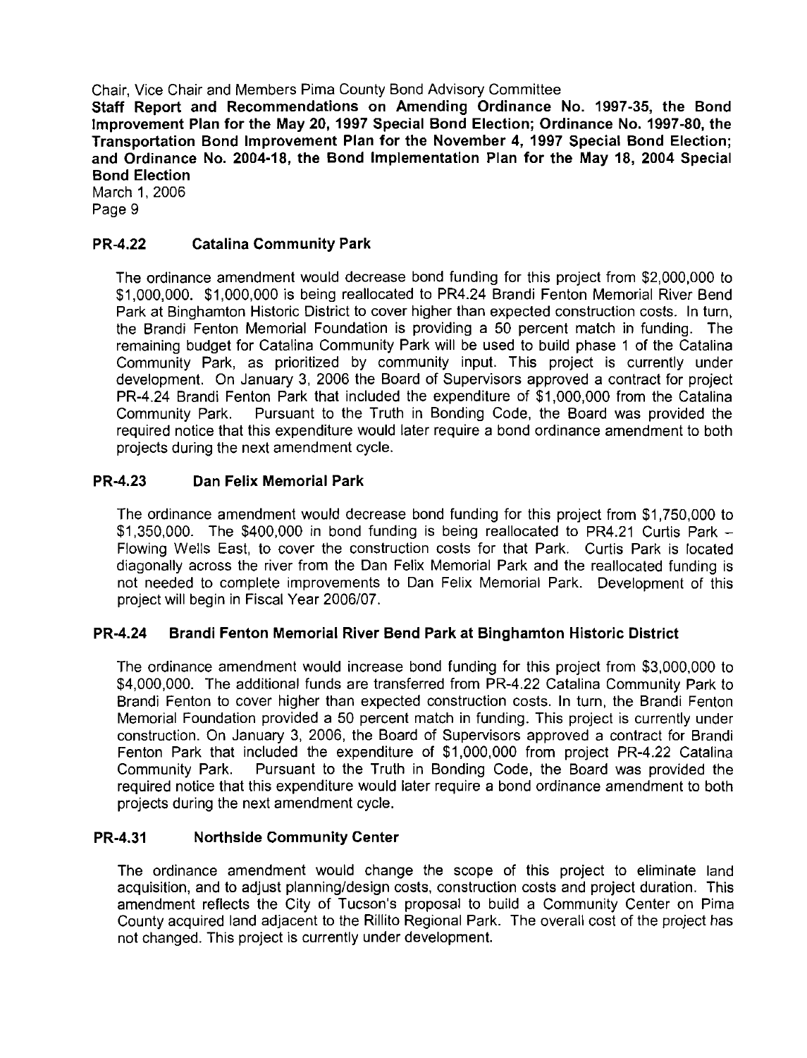### PR-4.22 Catalina Community Park

The ordinance amendment would decrease bond funding for this project from $2,000,000 to $1,000,000. $1,000,000 is being reallocated to PR4.24 Brandi Fenton Memorial River Bend Park at Binghamton Historic District to cover higher than expected construction costs. In turn, the Brandi Fenton Memorial Foundation is providing a 50 percent match in funding. The remaining budget for Catalina Community Park will be used to build phase 1 of the Catalina Community Park, as prioritized by community input. This project is currently under development. On January 3, 2006 the Board of Supervisors approved a contract for project PR-4.24 Brandi Fenton Park that included the expenditure of $1,000,000 from the Catalina Community Park. Pursuant to the Truth in Bonding Code, the Board was provided the required notice that this expenditure would later require a bond ordinance amendment to both projects during the next amendment cycle.

### PR-4.23 Dan Felix Memorial Park

The ordinance amendment would decrease bond funding for this project from $1,750,000 to $1,350,000. The $400,000 in bond funding is being reallocated to PR4.21 Curtis Park – Flowing Wells East, to cover the construction costs for that Park. Curtis Park is located diagonally across the river from the Dan Felix Memorial Park and the reallocated funding is not needed to complete improvements to Dan Felix Memorial Park. Development of this project will begin in Fiscal Year 2006/07.

### PR-4.24 Brandi Fenton Memorial River Bend Park at Binghamton Historic District

The ordinance amendment would increase bond funding for this project from $3,000,000 to $4,000,000. The additional funds are transferred from PR-4.22 Catalina Community Park to Brandi Fenton to cover higher than expected construction costs. In turn, the Brandi Fenton Memorial Foundation provided a 50 percent match in funding. This project is currently under construction. On January 3, 2006, the Board of Supervisors approved a contract for Brandi Fenton Park that included the expenditure of $1,000,000 from project PR-4.22 Catalina Community Park. Pursuant to the Truth in Bonding Code, the Board was provided the required notice that this expenditure would later require a bond ordinance amendment to both projects during the next amendment cycle.

### PR-4.31 Northside Community Center

The ordinance amendment would change the scope of this project to eliminate land acquisition, and to adjust planning/design costs, construction costs and project duration. This amendment reflects the City of Tucson's proposal to build a Community Center on Pima County acquired land adjacent to the Rillito Regional Park. The overall cost of the project has not changed. This project is currently under development.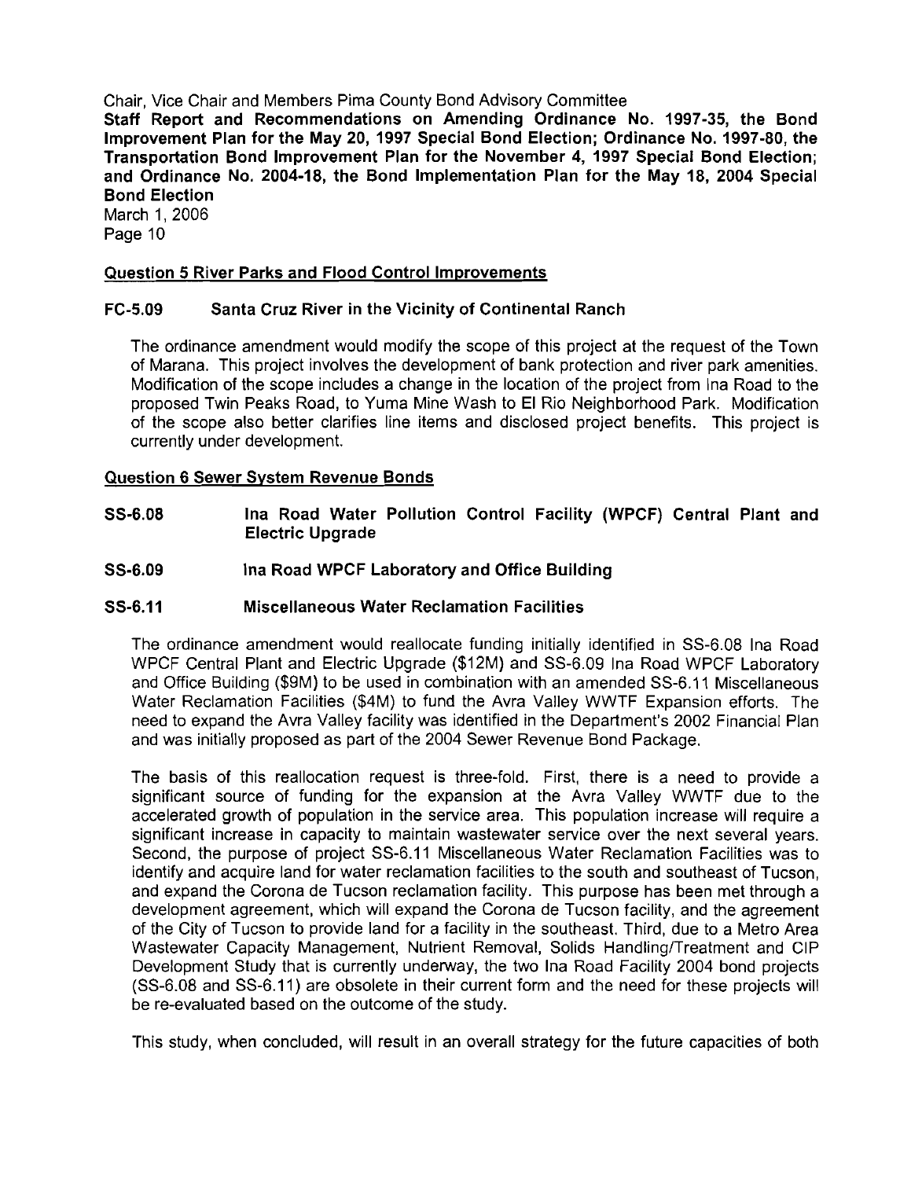## Question 5 River Parks and Flood Control Improvements

### FC-5.09 Santa Cruz River in the Vicinity of Continental Ranch

The ordinance amendment would modify the scope of this project at the request of the Town of Marana. This project involves the development of bank protection and river park amenities. Modification of the scope includes a change in the location of the project from Ina Road to the proposed Twin Peaks Road, to Yuma Mine Wash to El Rio Neighborhood Park. Modification of the scope also better clarifies line items and disclosed project benefits. This project is currently under development.

## Question 6 Sewer System Revenue Bonds

### SS-6.08 Ina Road Water Pollution Control Facility (WPCF) Central Plant and Electric Upgrade

### SS-6.09 Ina Road WPCF Laboratory and Office Building

### SS-6.11 Miscellaneous Water Reclamation Facilities

The ordinance amendment would reallocate funding initially identified in SS-6.08 Ina Road WPCF Central Plant and Electric Upgrade ($12M) and SS-6.09 Ina Road WPCF Laboratory and Office Building ($9M) to be used in combination with an amended SS-6.11 Miscellaneous Water Reclamation Facilities ($4M) to fund the Avra Valley WWTF Expansion efforts. The need to expand the Avra Valley facility was identified in the Department's 2002 Financial Plan and was initially proposed as part of the 2004 Sewer Revenue Bond Package.

The basis of this reallocation request is three-fold. First, there is a need to provide a significant source of funding for the expansion at the Avra Valley WWTF due to the accelerated growth of population in the service area. This population increase will require a significant increase in capacity to maintain wastewater service over the next several years. Second, the purpose of project SS-6.11 Miscellaneous Water Reclamation Facilities was to identify and acquire land for water reclamation facilities to the south and southeast of Tucson, and expand the Corona de Tucson reclamation facility. This purpose has been met through a development agreement, which will expand the Corona de Tucson facility, and the agreement of the City of Tucson to provide land for a facility in the southeast. Third, due to a Metro Area Wastewater Capacity Management, Nutrient Removal, Solids Handling/Treatment and CIP Development Study that is currently underway, the two Ina Road Facility 2004 bond projects (SS-6.08 and SS-6.11) are obsolete in their current form and the need for these projects will be re-evaluated based on the outcome of the study.

This study, when concluded, will result in an overall strategy for the future capacities of both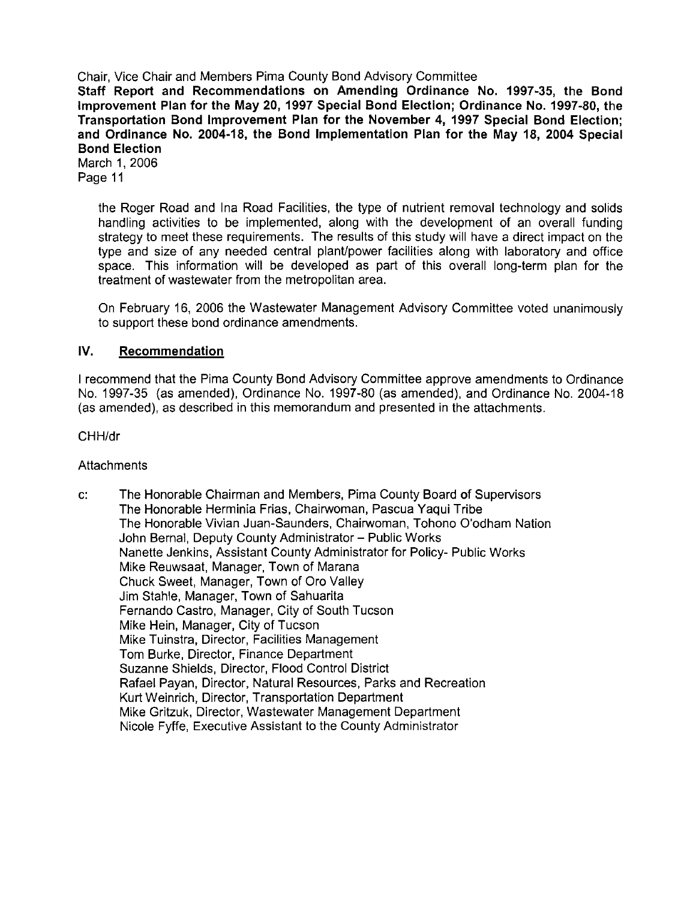the Roger Road and Ina Road Facilities, the type of nutrient removal technology and solids handling activities to be implemented, along with the development of an overall funding strategy to meet these requirements. The results of this study will have a direct impact on the type and size of any needed central plant/power facilities along with laboratory and office space. This information will be developed as part of this overall long-term plan for the treatment of wastewater from the metropolitan area.

On February 16, 2006 the Wastewater Management Advisory Committee voted unanimously to support these bond ordinance amendments.

## IV. Recommendation

I recommend that the Pima County Bond Advisory Committee approve amendments to Ordinance No. 1997-35 (as amended), Ordinance No. 1997-80 (as amended), and Ordinance No. 2004-18 (as amended), as described in this memorandum and presented in the attachments.

CHH/dr

Attachments

c: The Honorable Chairman and Members, Pima County Board of Supervisors
The Honorable Herminia Frias, Chairwoman, Pascua Yaqui Tribe
The Honorable Vivian Juan-Saunders, Chairwoman, Tohono O'odham Nation
John Bernal, Deputy County Administrator – Public Works
Nanette Jenkins, Assistant County Administrator for Policy- Public Works
Mike Reuwsaat, Manager, Town of Marana
Chuck Sweet, Manager, Town of Oro Valley
Jim Stahle, Manager, Town of Sahuarita
Fernando Castro, Manager, City of South Tucson
Mike Hein, Manager, City of Tucson
Mike Tuinstra, Director, Facilities Management
Tom Burke, Director, Finance Department
Suzanne Shields, Director, Flood Control District
Rafael Payan, Director, Natural Resources, Parks and Recreation
Kurt Weinrich, Director, Transportation Department
Mike Gritzuk, Director, Wastewater Management Department
Nicole Fyffe, Executive Assistant to the County Administrator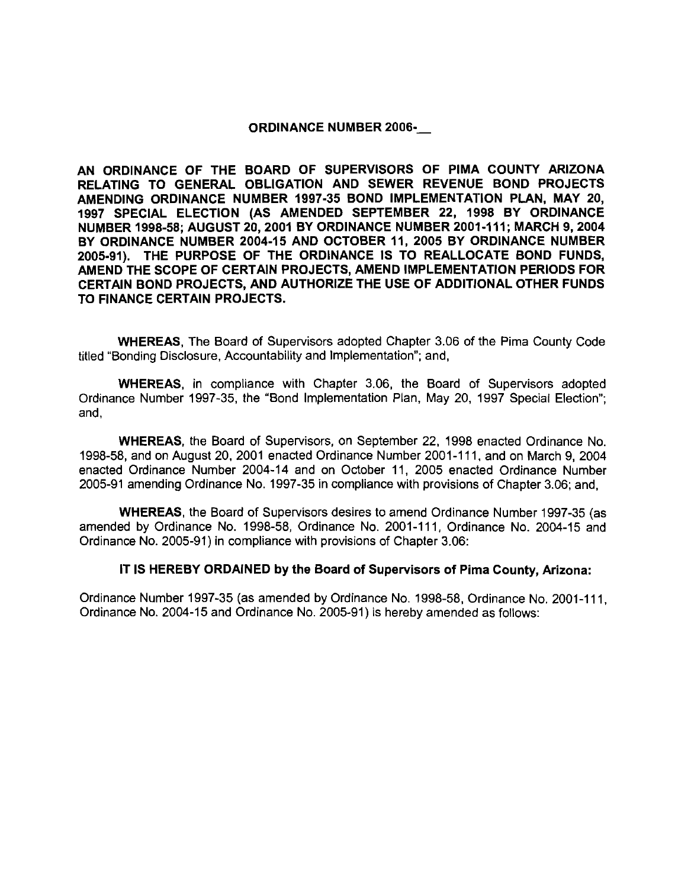**ORDINANCE NUMBER 2006-__**

**AN ORDINANCE OF THE BOARD OF SUPERVISORS OF PIMA COUNTY ARIZONA RELATING TO GENERAL OBLIGATION AND SEWER REVENUE BOND PROJECTS AMENDING ORDINANCE NUMBER 1997-35 BOND IMPLEMENTATION PLAN, MAY 20, 1997 SPECIAL ELECTION (AS AMENDED SEPTEMBER 22, 1998 BY ORDINANCE NUMBER 1998-58; AUGUST 20, 2001 BY ORDINANCE NUMBER 2001-111; MARCH 9, 2004 BY ORDINANCE NUMBER 2004-15 AND OCTOBER 11, 2005 BY ORDINANCE NUMBER 2005-91). THE PURPOSE OF THE ORDINANCE IS TO REALLOCATE BOND FUNDS, AMEND THE SCOPE OF CERTAIN PROJECTS, AMEND IMPLEMENTATION PERIODS FOR CERTAIN BOND PROJECTS, AND AUTHORIZE THE USE OF ADDITIONAL OTHER FUNDS TO FINANCE CERTAIN PROJECTS.**

**WHEREAS**, The Board of Supervisors adopted Chapter 3.06 of the Pima County Code titled "Bonding Disclosure, Accountability and Implementation"; and,

**WHEREAS**, in compliance with Chapter 3.06, the Board of Supervisors adopted Ordinance Number 1997-35, the "Bond Implementation Plan, May 20, 1997 Special Election"; and,

**WHEREAS**, the Board of Supervisors, on September 22, 1998 enacted Ordinance No. 1998-58, and on August 20, 2001 enacted Ordinance Number 2001-111, and on March 9, 2004 enacted Ordinance Number 2004-14 and on October 11, 2005 enacted Ordinance Number 2005-91 amending Ordinance No. 1997-35 in compliance with provisions of Chapter 3.06; and,

**WHEREAS**, the Board of Supervisors desires to amend Ordinance Number 1997-35 (as amended by Ordinance No. 1998-58, Ordinance No. 2001-111, Ordinance No. 2004-15 and Ordinance No. 2005-91) in compliance with provisions of Chapter 3.06:

**IT IS HEREBY ORDAINED by the Board of Supervisors of Pima County, Arizona:**

Ordinance Number 1997-35 (as amended by Ordinance No. 1998-58, Ordinance No. 2001-111, Ordinance No. 2004-15 and Ordinance No. 2005-91) is hereby amended as follows: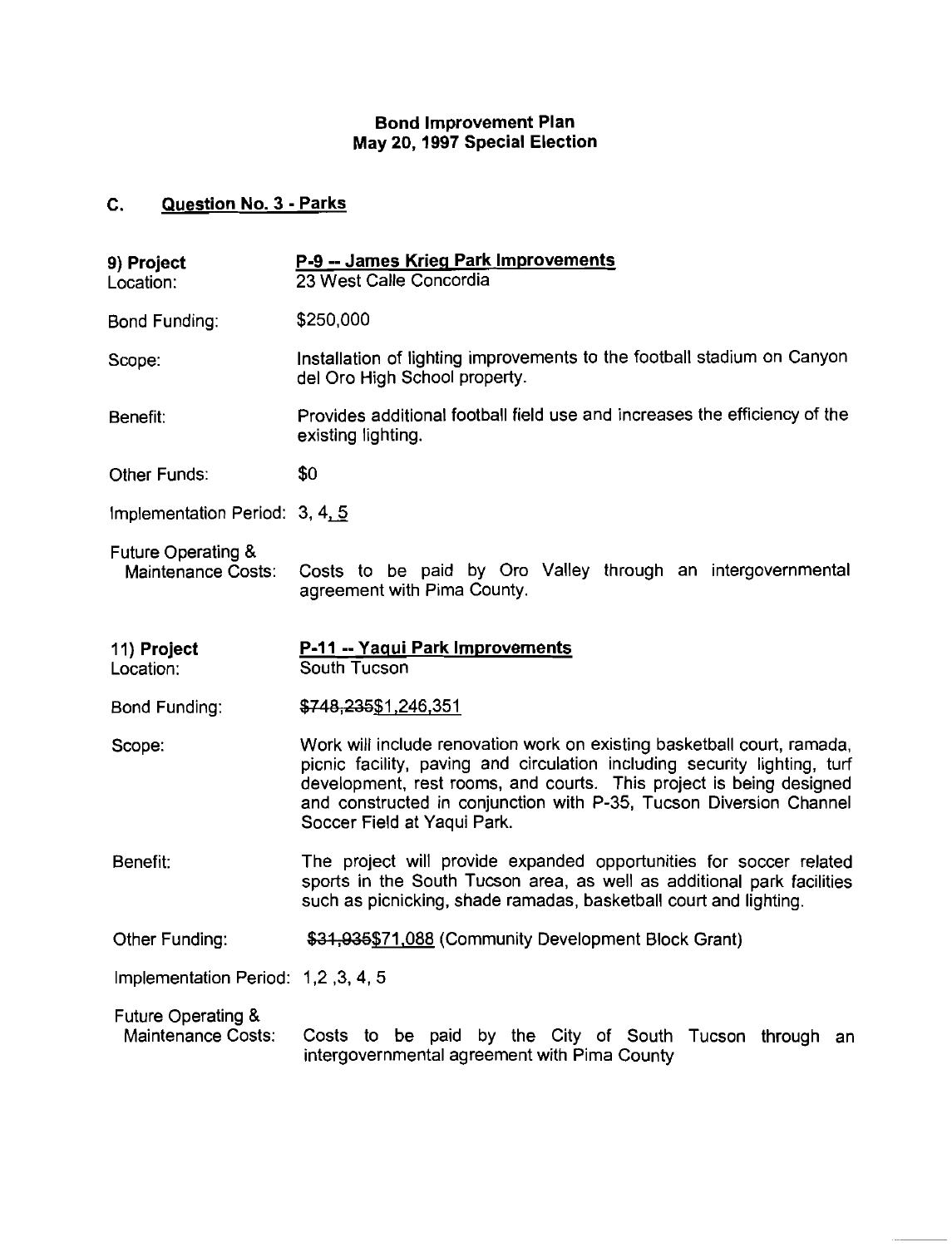**Bond Improvement Plan**
**May 20, 1997 Special Election**

## C. Question No. 3 - Parks

**9) Project** — **P-9 -- James Krieg Park Improvements**
Location: 23 West Calle Concordia

Bond Funding: $250,000

Scope: Installation of lighting improvements to the football stadium on Canyon del Oro High School property.

Benefit: Provides additional football field use and increases the efficiency of the existing lighting.

Other Funds: $0

Implementation Period: 3, 4, 5

Future Operating & Maintenance Costs: Costs to be paid by Oro Valley through an intergovernmental agreement with Pima County.

**11) Project** — **P-11 -- Yaqui Park Improvements**
Location: South Tucson

Bond Funding: ~~$748,235~~$1,246,351

Scope: Work will include renovation work on existing basketball court, ramada, picnic facility, paving and circulation including security lighting, turf development, rest rooms, and courts. This project is being designed and constructed in conjunction with P-35, Tucson Diversion Channel Soccer Field at Yaqui Park.

Benefit: The project will provide expanded opportunities for soccer related sports in the South Tucson area, as well as additional park facilities such as picnicking, shade ramadas, basketball court and lighting.

Other Funding: ~~$31,935~~$71,088 (Community Development Block Grant)

Implementation Period: 1,2 ,3, 4, 5

Future Operating & Maintenance Costs: Costs to be paid by the City of South Tucson through an intergovernmental agreement with Pima County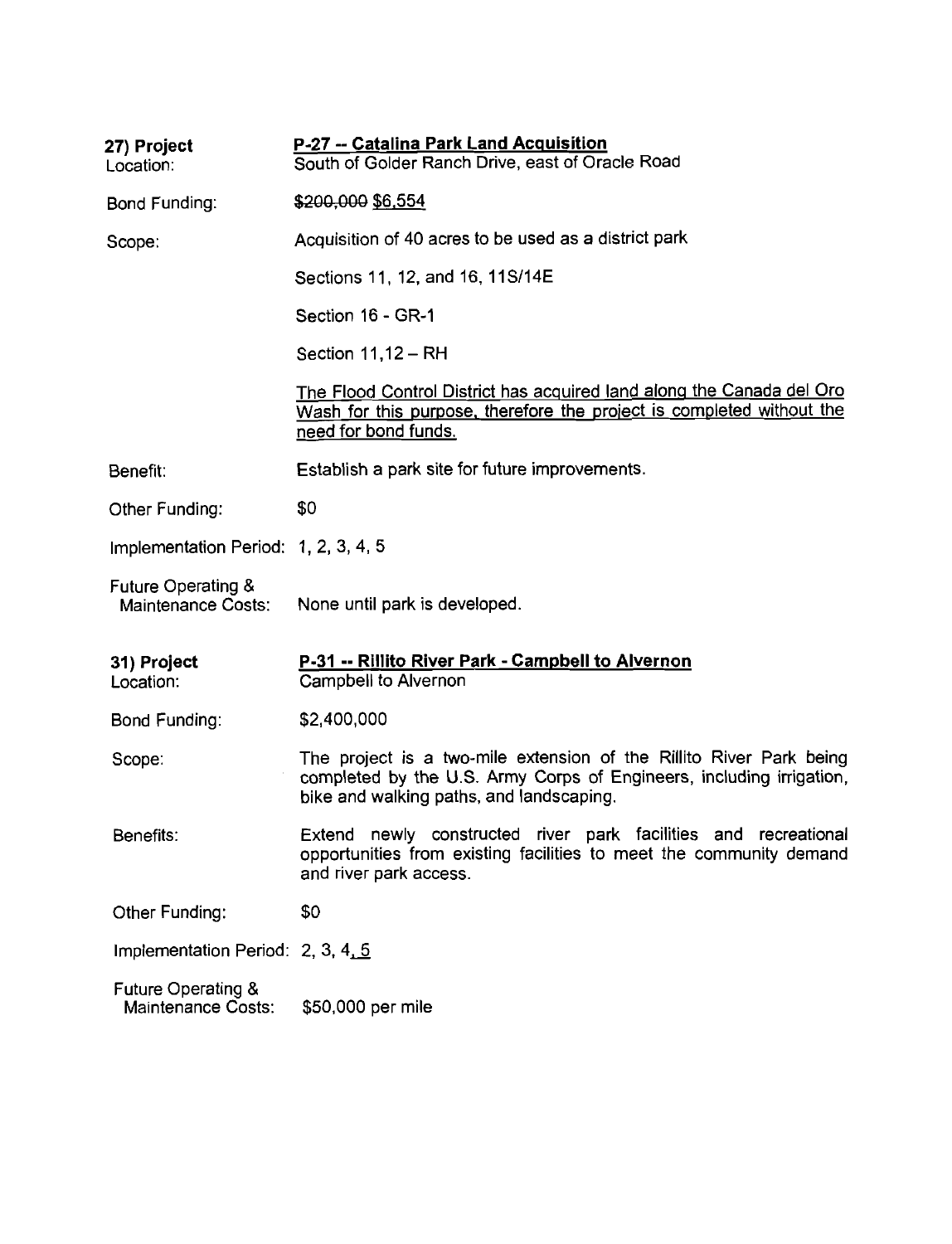**27) Project** — **P-27 -- Catalina Park Land Acquisition**

Location: South of Golder Ranch Drive, east of Oracle Road

Bond Funding: ~~$200,000~~ $6,554

Scope: Acquisition of 40 acres to be used as a district park

Sections 11, 12, and 16, 11S/14E

Section 16 - GR-1

Section 11,12 – RH

The Flood Control District has acquired land along the Canada del Oro Wash for this purpose, therefore the project is completed without the need for bond funds.

Benefit: Establish a park site for future improvements.

Other Funding: $0

Implementation Period: 1, 2, 3, 4, 5

Future Operating & Maintenance Costs: None until park is developed.

**31) Project** — **P-31 -- Rillito River Park - Campbell to Alvernon**

Location: Campbell to Alvernon

Bond Funding: $2,400,000

Scope: The project is a two-mile extension of the Rillito River Park being completed by the U.S. Army Corps of Engineers, including irrigation, bike and walking paths, and landscaping.

Benefits: Extend newly constructed river park facilities and recreational opportunities from existing facilities to meet the community demand and river park access.

Other Funding: $0

Implementation Period: 2, 3, 4, 5

Future Operating & Maintenance Costs: $50,000 per mile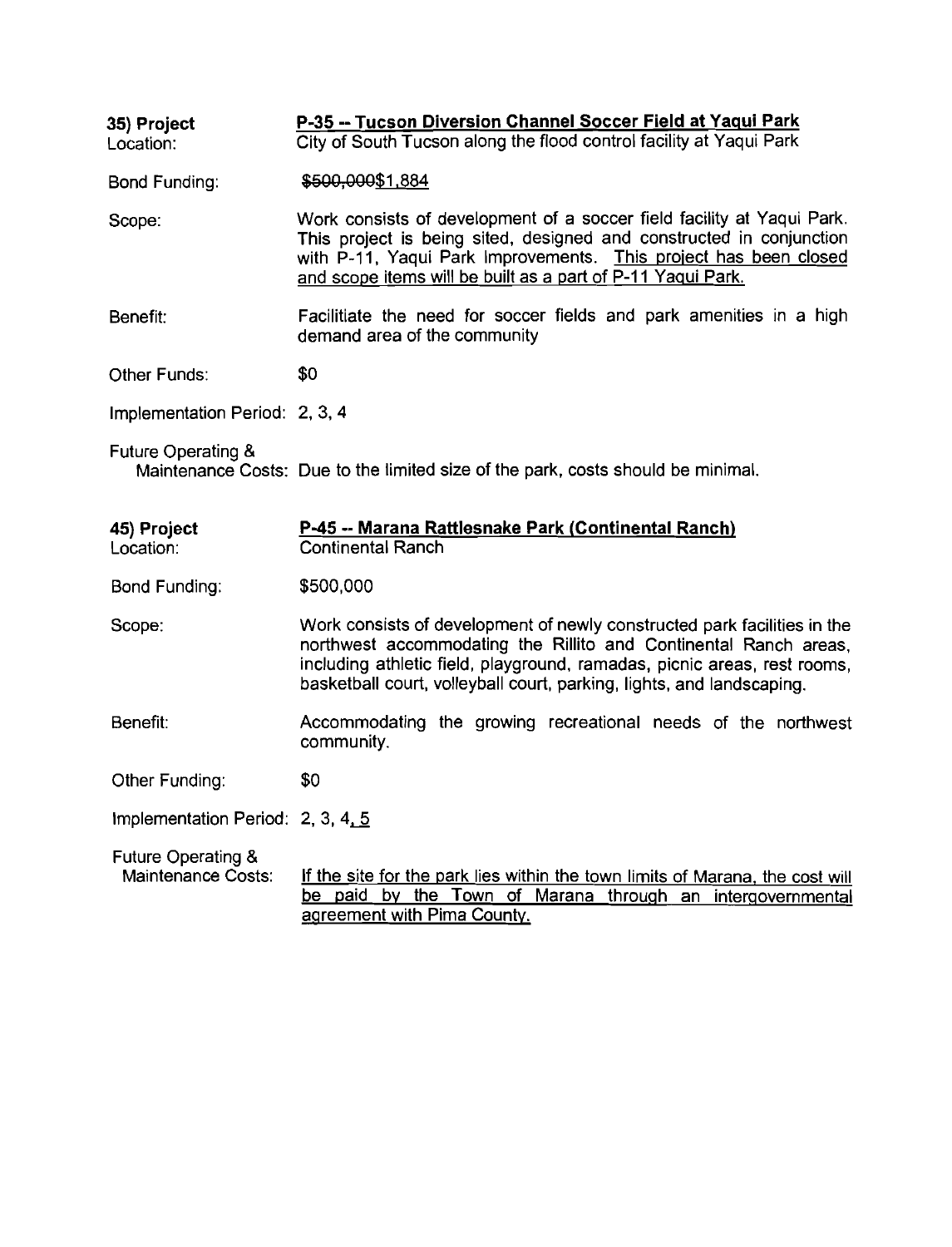**35) Project** **P-35 -- Tucson Diversion Channel Soccer Field at Yaqui Park**

Location: City of South Tucson along the flood control facility at Yaqui Park

Bond Funding: ~~$500,000~~$1,884

Scope: Work consists of development of a soccer field facility at Yaqui Park. This project is being sited, designed and constructed in conjunction with P-11, Yaqui Park Improvements. This project has been closed and scope items will be built as a part of P-11 Yaqui Park.

Benefit: Facilitiate the need for soccer fields and park amenities in a high demand area of the community

Other Funds: $0

Implementation Period: 2, 3, 4

Future Operating & Maintenance Costs: Due to the limited size of the park, costs should be minimal.

**45) Project** **P-45 -- Marana Rattlesnake Park (Continental Ranch)**

Location: Continental Ranch

Bond Funding: $500,000

Scope: Work consists of development of newly constructed park facilities in the northwest accommodating the Rillito and Continental Ranch areas, including athletic field, playground, ramadas, picnic areas, rest rooms, basketball court, volleyball court, parking, lights, and landscaping.

Benefit: Accommodating the growing recreational needs of the northwest community.

Other Funding: $0

Implementation Period: 2, 3, 4, 5

Future Operating & Maintenance Costs: If the site for the park lies within the town limits of Marana, the cost will be paid by the Town of Marana through an intergovernmental agreement with Pima County.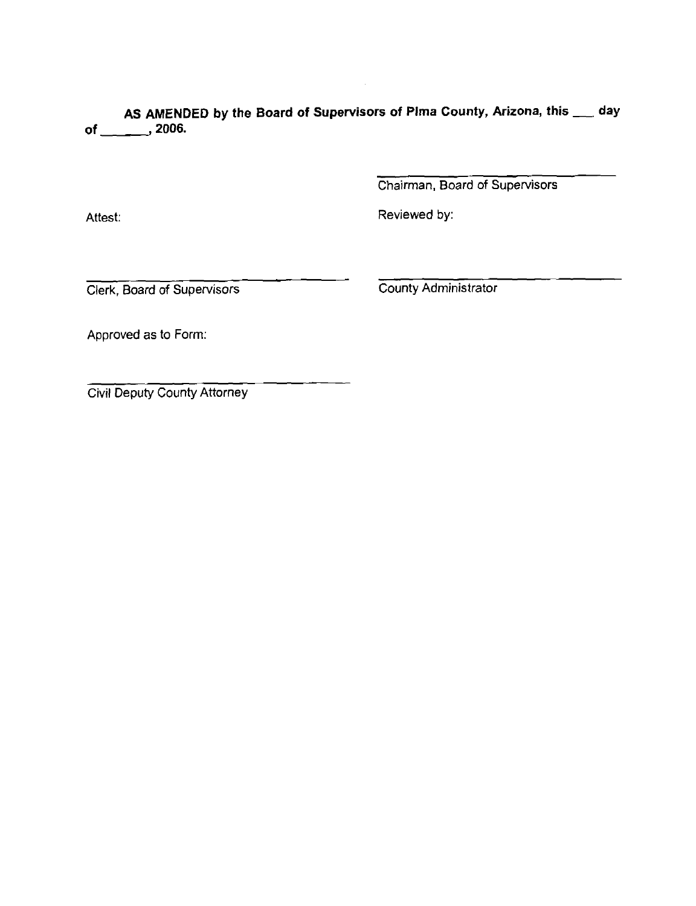**AS AMENDED by the Board of Supervisors of Pima County, Arizona, this ___ day of _______, 2006.**

_______________________________
Chairman, Board of Supervisors

Attest:

_______________________________
Clerk, Board of Supervisors

Reviewed by:

_______________________________
County Administrator

Approved as to Form:

_______________________________
Civil Deputy County Attorney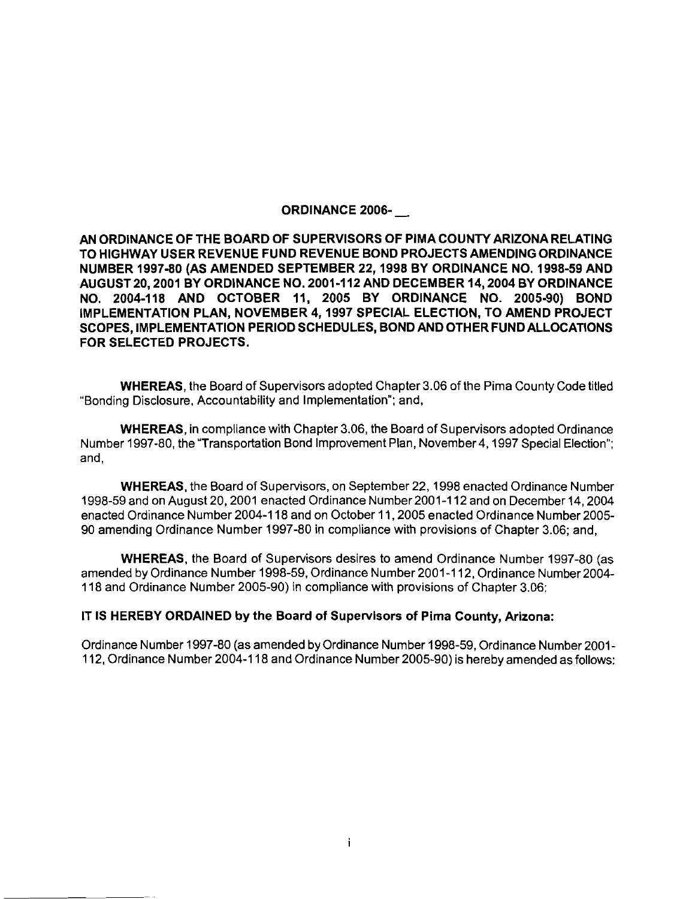**ORDINANCE 2006-\_\_**

**AN ORDINANCE OF THE BOARD OF SUPERVISORS OF PIMA COUNTY ARIZONA RELATING TO HIGHWAY USER REVENUE FUND REVENUE BOND PROJECTS AMENDING ORDINANCE NUMBER 1997-80 (AS AMENDED SEPTEMBER 22, 1998 BY ORDINANCE NO. 1998-59 AND AUGUST 20, 2001 BY ORDINANCE NO. 2001-112 AND DECEMBER 14, 2004 BY ORDINANCE NO. 2004-118 AND OCTOBER 11, 2005 BY ORDINANCE NO. 2005-90) BOND IMPLEMENTATION PLAN, NOVEMBER 4, 1997 SPECIAL ELECTION, TO AMEND PROJECT SCOPES, IMPLEMENTATION PERIOD SCHEDULES, BOND AND OTHER FUND ALLOCATIONS FOR SELECTED PROJECTS.**

**WHEREAS**, the Board of Supervisors adopted Chapter 3.06 of the Pima County Code titled "Bonding Disclosure, Accountability and Implementation"; and,

**WHEREAS**, in compliance with Chapter 3.06, the Board of Supervisors adopted Ordinance Number 1997-80, the "Transportation Bond Improvement Plan, November 4, 1997 Special Election"; and,

**WHEREAS**, the Board of Supervisors, on September 22, 1998 enacted Ordinance Number 1998-59 and on August 20, 2001 enacted Ordinance Number 2001-112 and on December 14, 2004 enacted Ordinance Number 2004-118 and on October 11, 2005 enacted Ordinance Number 2005-90 amending Ordinance Number 1997-80 in compliance with provisions of Chapter 3.06; and,

**WHEREAS**, the Board of Supervisors desires to amend Ordinance Number 1997-80 (as amended by Ordinance Number 1998-59, Ordinance Number 2001-112, Ordinance Number 2004-118 and Ordinance Number 2005-90) in compliance with provisions of Chapter 3.06;

**IT IS HEREBY ORDAINED by the Board of Supervisors of Pima County, Arizona:**

Ordinance Number 1997-80 (as amended by Ordinance Number 1998-59, Ordinance Number 2001-112, Ordinance Number 2004-118 and Ordinance Number 2005-90) is hereby amended as follows: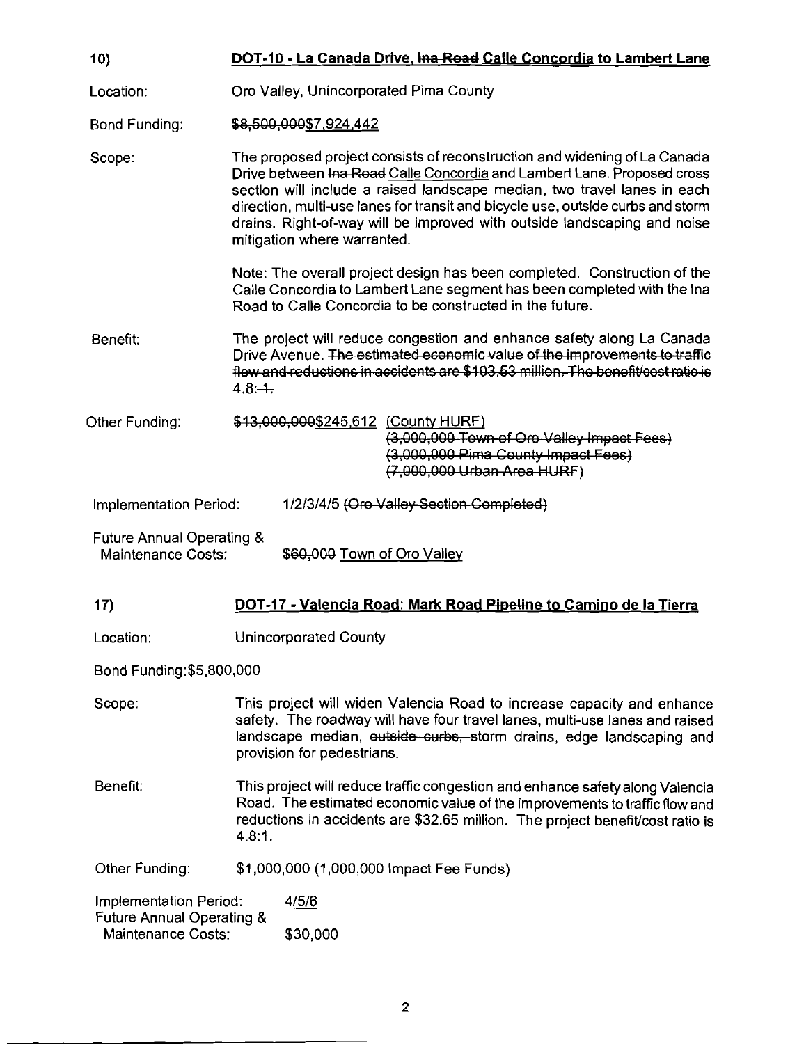**10) DOT-10 - La Canada Drive, ~~Ina Road~~ Calle Concordia to Lambert Lane**

Location: Oro Valley, Unincorporated Pima County

Bond Funding: ~~$8,500,000~~$7,924,442

Scope: The proposed project consists of reconstruction and widening of La Canada Drive between ~~Ina Road~~ Calle Concordia and Lambert Lane. Proposed cross section will include a raised landscape median, two travel lanes in each direction, multi-use lanes for transit and bicycle use, outside curbs and storm drains. Right-of-way will be improved with outside landscaping and noise mitigation where warranted.

Note: The overall project design has been completed. Construction of the Calle Concordia to Lambert Lane segment has been completed with the Ina Road to Calle Concordia to be constructed in the future.

Benefit: The project will reduce congestion and enhance safety along La Canada Drive Avenue. ~~The estimated economic value of the improvements to traffic flow and reductions in accidents are $103.53 million. The benefit/cost ratio is 4.8:1.~~

Other Funding: ~~$13,000,000~~$245,612 (County HURF)
~~(3,000,000 Town of Oro Valley Impact Fees)~~
~~(3,000,000 Pima County Impact Fees)~~
~~(7,000,000 Urban Area HURF)~~

Implementation Period: 1/2/3/4/5 ~~(Oro Valley Section Completed)~~

Future Annual Operating & Maintenance Costs: ~~$60,000~~ Town of Oro Valley

**17) DOT-17 - Valencia Road: Mark Road ~~Pipeline~~ to Camino de la Tierra**

Location: Unincorporated County

Bond Funding: $5,800,000

Scope: This project will widen Valencia Road to increase capacity and enhance safety. The roadway will have four travel lanes, multi-use lanes and raised landscape median, ~~outside curbs,~~ storm drains, edge landscaping and provision for pedestrians.

Benefit: This project will reduce traffic congestion and enhance safety along Valencia Road. The estimated economic value of the improvements to traffic flow and reductions in accidents are $32.65 million. The project benefit/cost ratio is 4.8:1.

Other Funding: $1,000,000 (1,000,000 Impact Fee Funds)

Implementation Period: 4/5/6

Future Annual Operating & Maintenance Costs: $30,000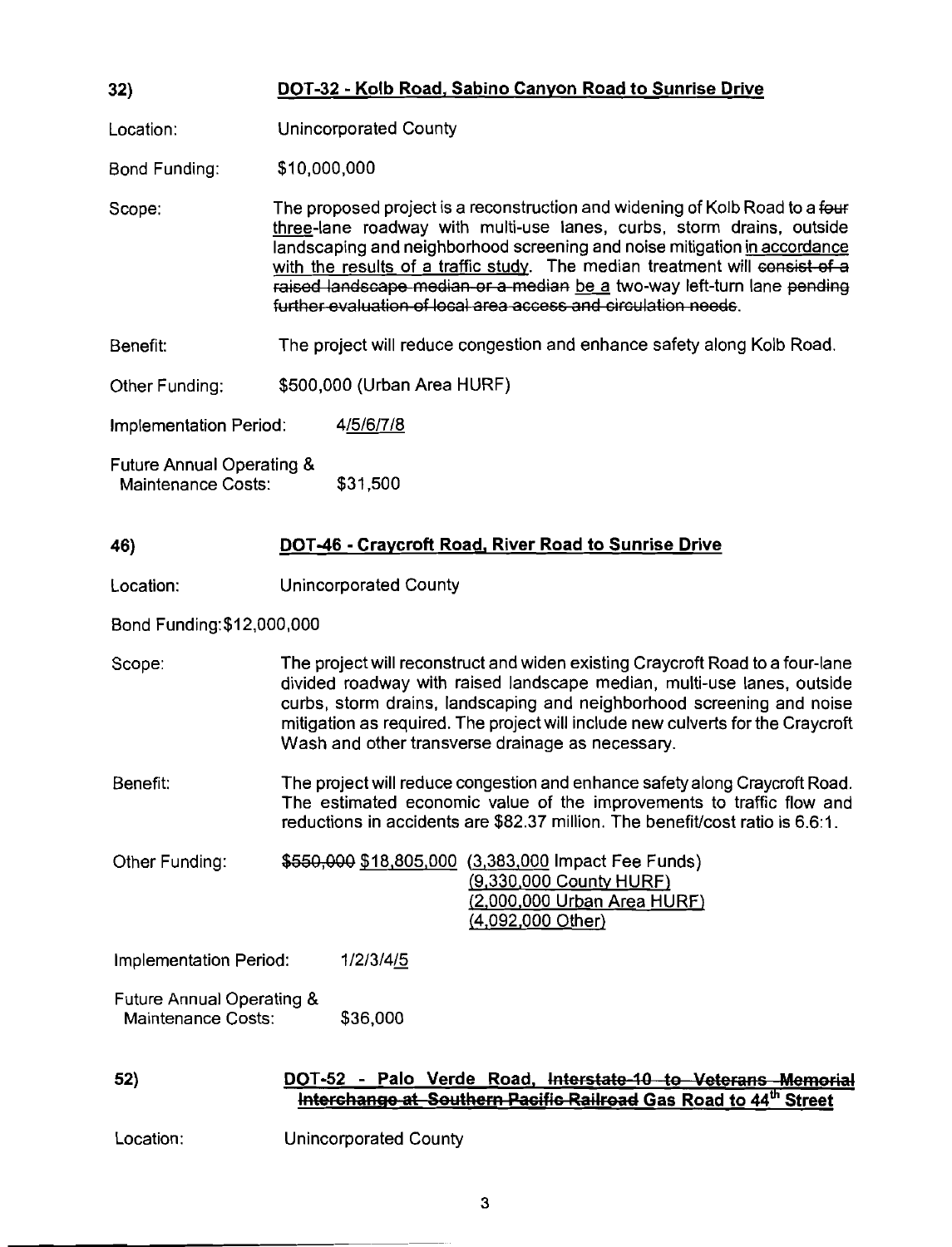**32) DOT-32 - Kolb Road, Sabino Canyon Road to Sunrise Drive**

Location: Unincorporated County

Bond Funding: $10,000,000

Scope: The proposed project is a reconstruction and widening of Kolb Road to a ~~four~~ <u>three</u>-lane roadway with multi-use lanes, curbs, storm drains, outside landscaping and neighborhood screening and noise mitigation <u>in accordance with the results of a traffic study</u>. The median treatment will ~~consist of a raised landscape median or a median~~ <u>be a</u> two-way left-turn lane ~~pending further evaluation of local area access and circulation needs~~.

Benefit: The project will reduce congestion and enhance safety along Kolb Road.

Other Funding: $500,000 (Urban Area HURF)

Implementation Period: 4/<u>5/6/7/8</u>

Future Annual Operating & Maintenance Costs: $31,500

**46) DOT-46 - Craycroft Road, River Road to Sunrise Drive**

Location: Unincorporated County

Bond Funding: $12,000,000

Scope: The project will reconstruct and widen existing Craycroft Road to a four-lane divided roadway with raised landscape median, multi-use lanes, outside curbs, storm drains, landscaping and neighborhood screening and noise mitigation as required. The project will include new culverts for the Craycroft Wash and other transverse drainage as necessary.

Benefit: The project will reduce congestion and enhance safety along Craycroft Road. The estimated economic value of the improvements to traffic flow and reductions in accidents are $82.37 million. The benefit/cost ratio is 6.6:1.

Other Funding: ~~$550,000~~ <u>$18,805,000</u> <u>(3,383,000 Impact Fee Funds)</u>
<u>(9,330,000 County HURF)</u>
<u>(2,000,000 Urban Area HURF)</u>
<u>(4,092,000 Other)</u>

Implementation Period: 1/2/3/4/<u>5</u>

Future Annual Operating & Maintenance Costs: $36,000

**52) DOT-52 - Palo Verde Road, ~~Interstate-10 to Veterans Memorial Interchange at Southern Pacific Railroad~~ <u>Gas Road to 44th Street</u>**

Location: Unincorporated County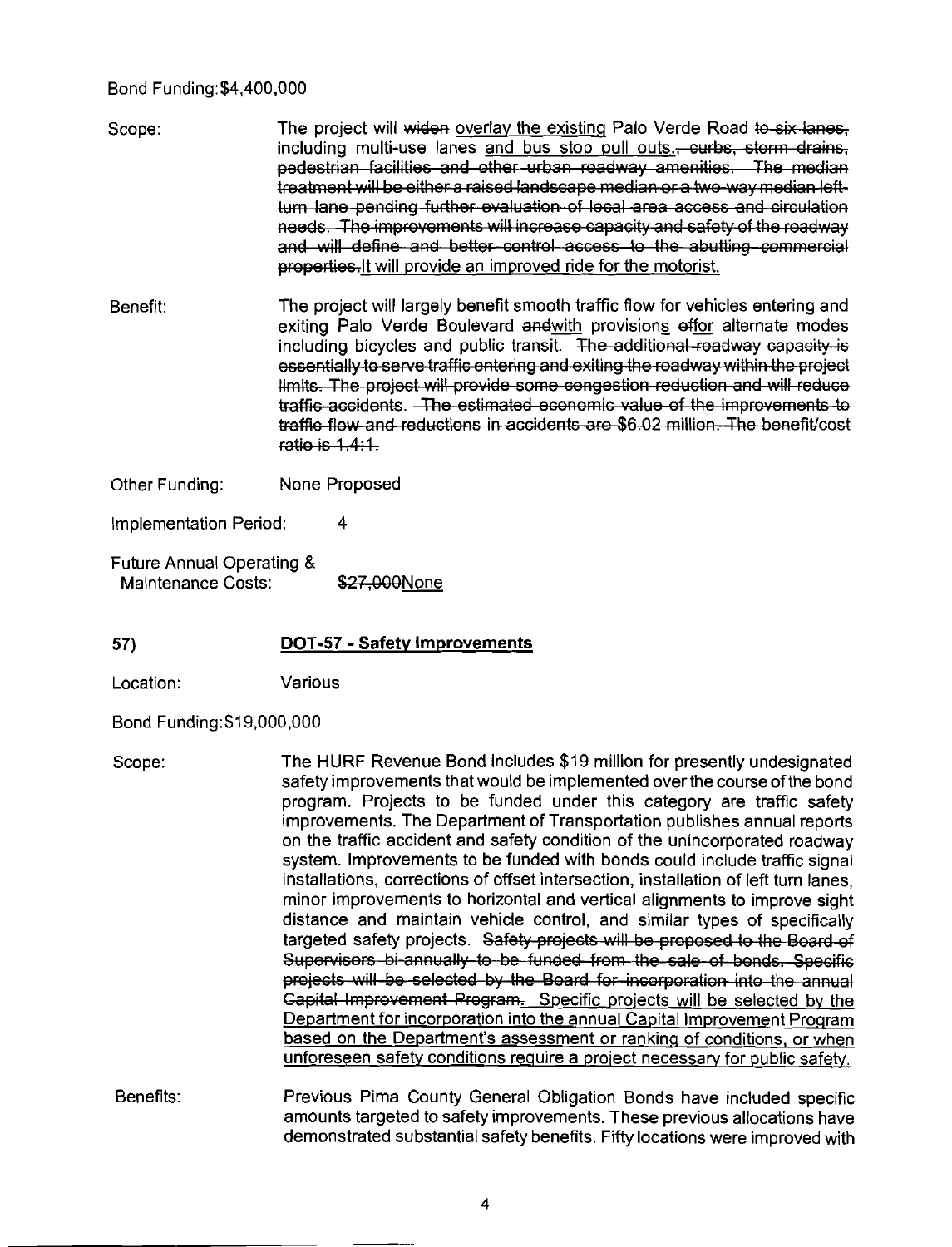Bond Funding: $4,400,000

Scope: The project will ~~widen~~ overlay the existing Palo Verde Road ~~to six lanes,~~ including multi-use lanes and bus stop pull outs.~~, curbs, storm drains, pedestrian facilities and other urban roadway amenities. The median treatment will be either a raised landscape median or a two-way median left-turn lane pending further evaluation of local area access and circulation needs. The improvements will increase capacity and safety of the roadway and will define and better control access to the abutting commercial properties.~~ It will provide an improved ride for the motorist.

Benefit: The project will largely benefit smooth traffic flow for vehicles entering and exiting Palo Verde Boulevard ~~and~~with provisions ~~of~~for alternate modes including bicycles and public transit. ~~The additional roadway capacity is essentially to serve traffic entering and exiting the roadway within the project limits. The project will provide some congestion reduction and will reduce traffic accidents. The estimated economic value of the improvements to traffic flow and reductions in accidents are $6.02 million. The benefit/cost ratio is 1.4:1.~~

Other Funding: None Proposed

Implementation Period: 4

Future Annual Operating & Maintenance Costs: ~~$27,000~~None

## 57) DOT-57 - Safety Improvements

Location: Various

Bond Funding: $19,000,000

Scope: The HURF Revenue Bond includes $19 million for presently undesignated safety improvements that would be implemented over the course of the bond program. Projects to be funded under this category are traffic safety improvements. The Department of Transportation publishes annual reports on the traffic accident and safety condition of the unincorporated roadway system. Improvements to be funded with bonds could include traffic signal installations, corrections of offset intersection, installation of left turn lanes, minor improvements to horizontal and vertical alignments to improve sight distance and maintain vehicle control, and similar types of specifically targeted safety projects. ~~Safety projects will be proposed to the Board of Supervisors bi-annually to be funded from the sale of bonds. Specific projects will be selected by the Board for incorporation into the annual Capital Improvement Program.~~ Specific projects will be selected by the Department for incorporation into the annual Capital Improvement Program based on the Department's assessment or ranking of conditions, or when unforeseen safety conditions require a project necessary for public safety.

Benefits: Previous Pima County General Obligation Bonds have included specific amounts targeted to safety improvements. These previous allocations have demonstrated substantial safety benefits. Fifty locations were improved with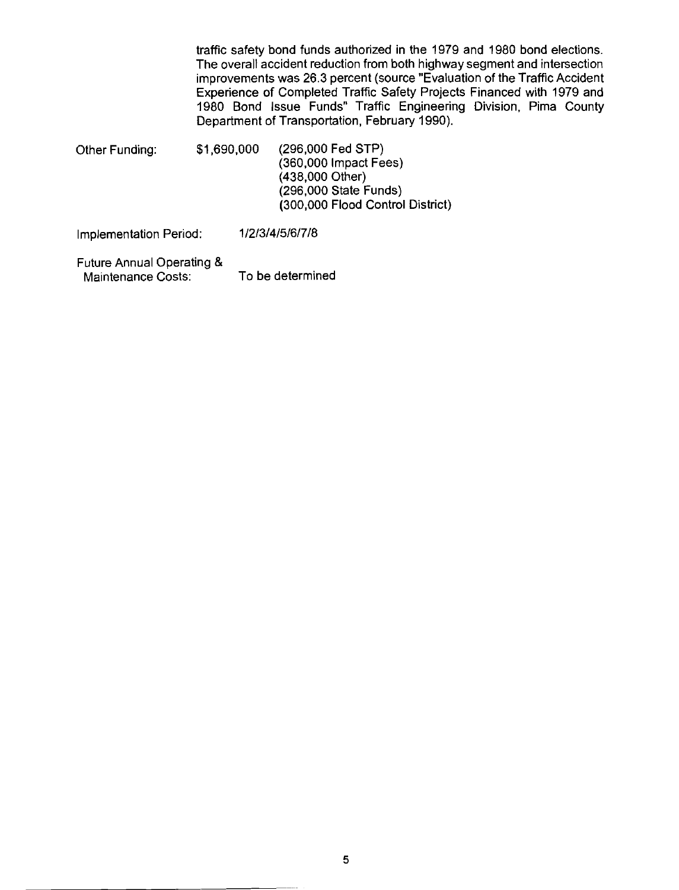traffic safety bond funds authorized in the 1979 and 1980 bond elections. The overall accident reduction from both highway segment and intersection improvements was 26.3 percent (source "Evaluation of the Traffic Accident Experience of Completed Traffic Safety Projects Financed with 1979 and 1980 Bond Issue Funds" Traffic Engineering Division, Pima County Department of Transportation, February 1990).

Other Funding: $1,690,000 (296,000 Fed STP)
(360,000 Impact Fees)
(438,000 Other)
(296,000 State Funds)
(300,000 Flood Control District)

Implementation Period: 1/2/3/4/5/6/7/8

Future Annual Operating & Maintenance Costs: To be determined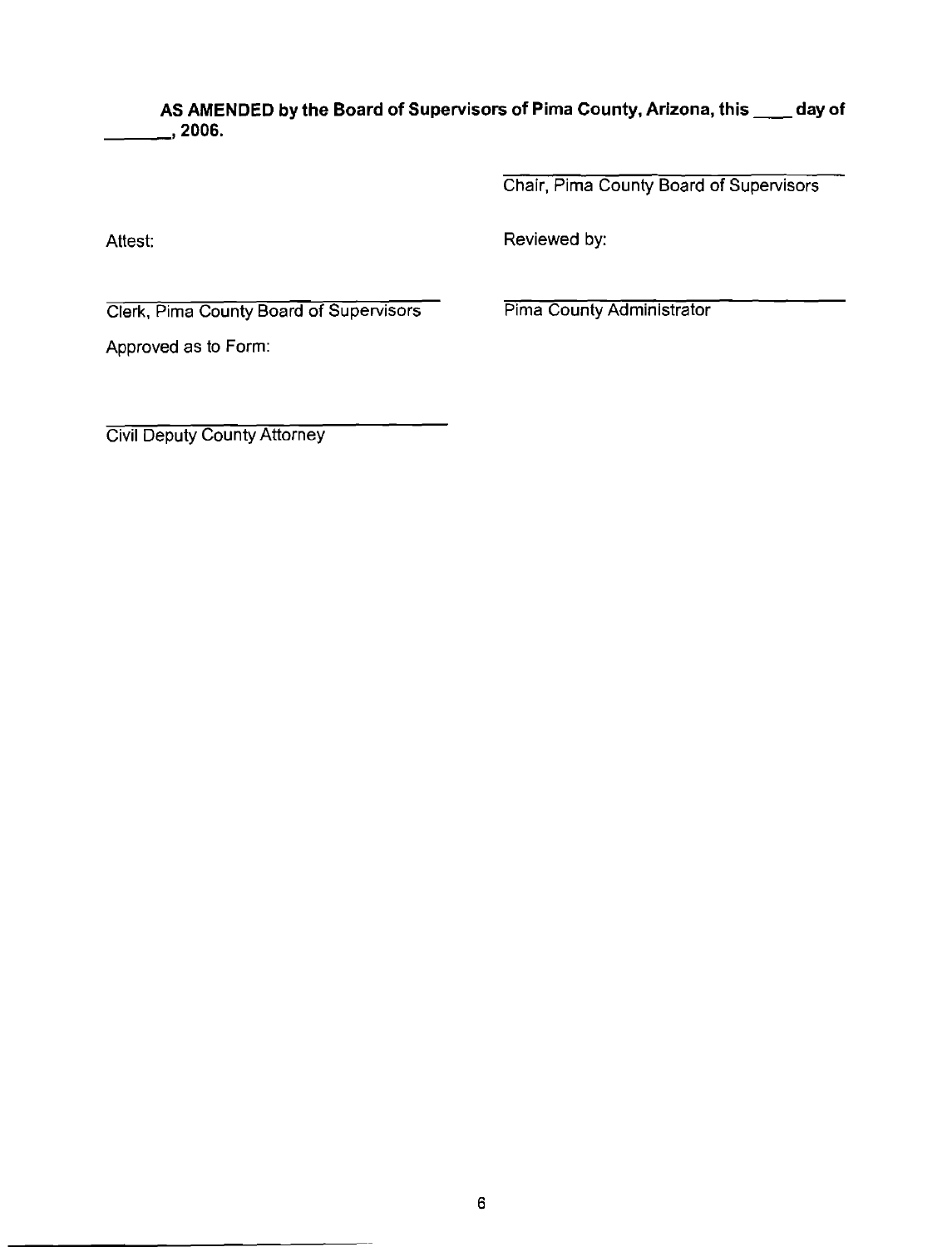**AS AMENDED by the Board of Supervisors of Pima County, Arizona, this \_\_\_\_ day of \_\_\_\_\_\_\_, 2006.**

\_\_\_\_\_\_\_\_\_\_\_\_\_\_\_\_\_\_\_\_\_\_\_\_\_\_\_\_\_\_\_\_\_\_\_\_\_\_
Chair, Pima County Board of Supervisors

Attest:

\_\_\_\_\_\_\_\_\_\_\_\_\_\_\_\_\_\_\_\_\_\_\_\_\_\_\_\_\_\_\_\_\_\_\_\_\_\_
Clerk, Pima County Board of Supervisors

Reviewed by:

\_\_\_\_\_\_\_\_\_\_\_\_\_\_\_\_\_\_\_\_\_\_\_\_\_\_\_\_\_\_\_\_\_\_\_\_\_\_
Pima County Administrator

Approved as to Form:

\_\_\_\_\_\_\_\_\_\_\_\_\_\_\_\_\_\_\_\_\_\_\_\_\_\_\_\_\_\_\_\_\_\_\_\_\_\_
Civil Deputy County Attorney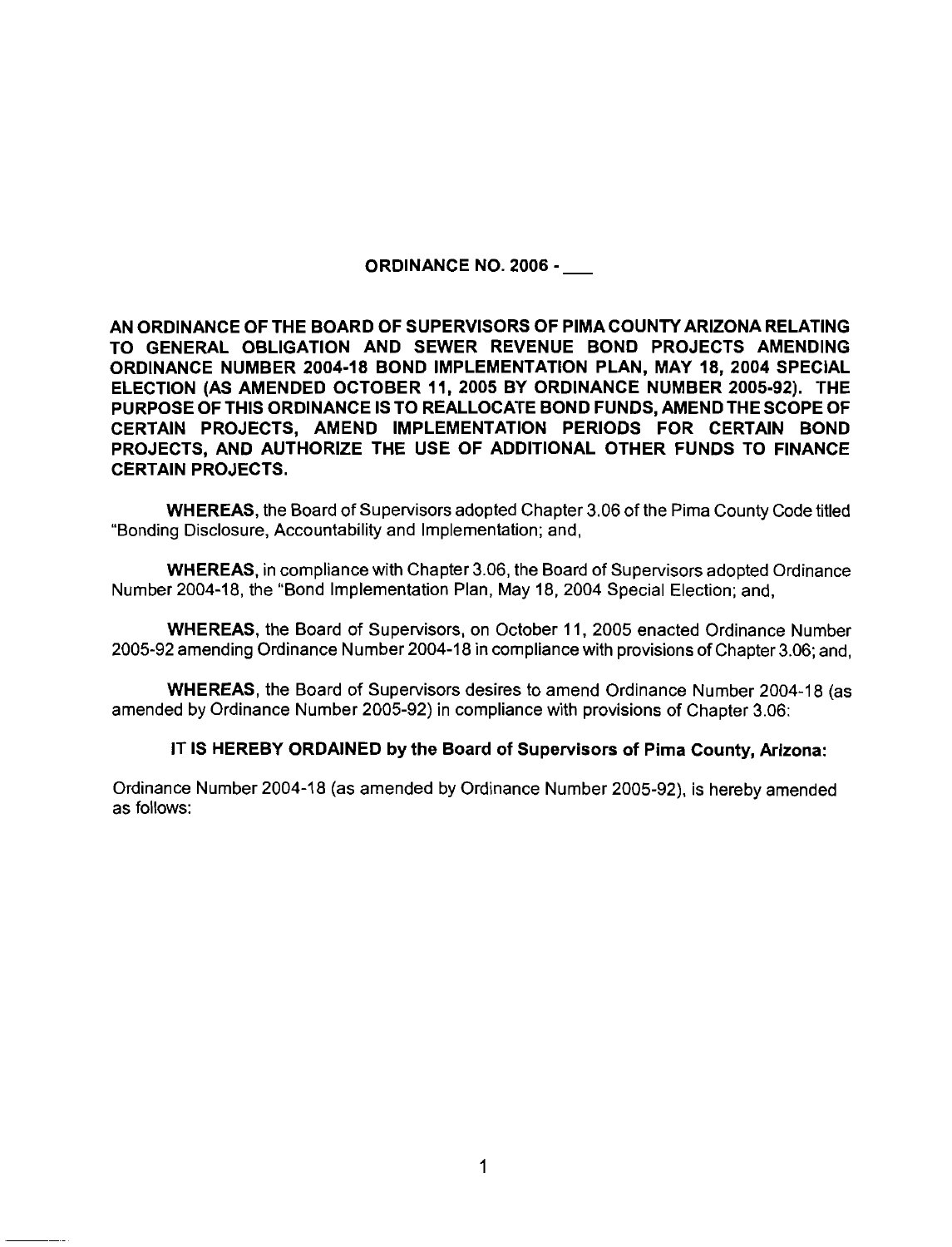**ORDINANCE NO. 2006 - \_\_\_**

**AN ORDINANCE OF THE BOARD OF SUPERVISORS OF PIMA COUNTY ARIZONA RELATING TO GENERAL OBLIGATION AND SEWER REVENUE BOND PROJECTS AMENDING ORDINANCE NUMBER 2004-18 BOND IMPLEMENTATION PLAN, MAY 18, 2004 SPECIAL ELECTION (AS AMENDED OCTOBER 11, 2005 BY ORDINANCE NUMBER 2005-92). THE PURPOSE OF THIS ORDINANCE IS TO REALLOCATE BOND FUNDS, AMEND THE SCOPE OF CERTAIN PROJECTS, AMEND IMPLEMENTATION PERIODS FOR CERTAIN BOND PROJECTS, AND AUTHORIZE THE USE OF ADDITIONAL OTHER FUNDS TO FINANCE CERTAIN PROJECTS.**

**WHEREAS,** the Board of Supervisors adopted Chapter 3.06 of the Pima County Code titled "Bonding Disclosure, Accountability and Implementation; and,

**WHEREAS,** in compliance with Chapter 3.06, the Board of Supervisors adopted Ordinance Number 2004-18, the "Bond Implementation Plan, May 18, 2004 Special Election; and,

**WHEREAS,** the Board of Supervisors, on October 11, 2005 enacted Ordinance Number 2005-92 amending Ordinance Number 2004-18 in compliance with provisions of Chapter 3.06; and,

**WHEREAS,** the Board of Supervisors desires to amend Ordinance Number 2004-18 (as amended by Ordinance Number 2005-92) in compliance with provisions of Chapter 3.06:

**IT IS HEREBY ORDAINED by the Board of Supervisors of Pima County, Arizona:**

Ordinance Number 2004-18 (as amended by Ordinance Number 2005-92), is hereby amended as follows: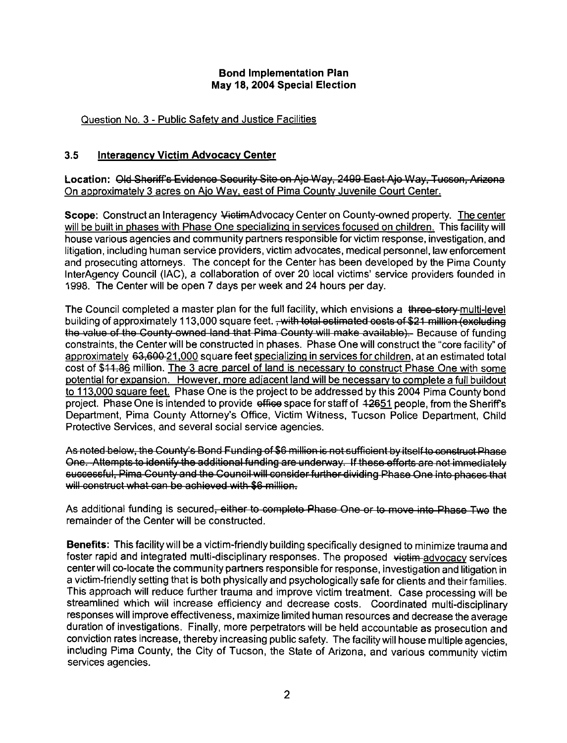**Bond Implementation Plan**
**May 18, 2004 Special Election**

Question No. 3 - Public Safety and Justice Facilities

### 3.5 Interagency Victim Advocacy Center

**Location:** ~~Old Sheriff's Evidence Security Site on Ajo Way, 2499 East Ajo Way, Tucson, Arizona~~ On approximately 3 acres on Ajo Way, east of Pima County Juvenile Court Center.

**Scope:** Construct an Interagency ~~Victim~~Advocacy Center on County-owned property. The center will be built in phases with Phase One specializing in services focused on children. This facility will house various agencies and community partners responsible for victim response, investigation, and litigation, including human service providers, victim advocates, medical personnel, law enforcement and prosecuting attorneys. The concept for the Center has been developed by the Pima County InterAgency Council (IAC), a collaboration of over 20 local victims' service providers founded in 1998. The Center will be open 7 days per week and 24 hours per day.

The Council completed a master plan for the full facility, which envisions a ~~three-story~~ multi-level building of approximately 113,000 square feet. ~~, with total estimated costs of $21 million (excluding the value of the County-owned land that Pima County will make available).~~ Because of funding constraints, the Center will be constructed in phases. Phase One will construct the "core facility" of approximately ~~63,600~~ 21,000 square feet specializing in services for children, at an estimated total cost of $~~11.8~~6 million. The 3 acre parcel of land is necessary to construct Phase One with some potential for expansion. However, more adjacent land will be necessary to complete a full buildout to 113,000 square feet. Phase One is the project to be addressed by this 2004 Pima County bond project. Phase One is intended to provide ~~office~~ space for staff of ~~126~~51 people, from the Sheriff's Department, Pima County Attorney's Office, Victim Witness, Tucson Police Department, Child Protective Services, and several social service agencies.

~~As noted below, the County's Bond Funding of $6 million is not sufficient by itself to construct Phase One. Attempts to identify the additional funding are underway. If these efforts are not immediately successful, Pima County and the Council will consider further dividing Phase One into phases that will construct what can be achieved with $6 million.~~

As additional funding is secured~~, either to complete Phase One or to move into Phase Two~~ the remainder of the Center will be constructed.

**Benefits:** This facility will be a victim-friendly building specifically designed to minimize trauma and foster rapid and integrated multi-disciplinary responses. The proposed ~~victim~~ advocacy services center will co-locate the community partners responsible for response, investigation and litigation in a victim-friendly setting that is both physically and psychologically safe for clients and their families. This approach will reduce further trauma and improve victim treatment. Case processing will be streamlined which will increase efficiency and decrease costs. Coordinated multi-disciplinary responses will improve effectiveness, maximize limited human resources and decrease the average duration of investigations. Finally, more perpetrators will be held accountable as prosecution and conviction rates increase, thereby increasing public safety. The facility will house multiple agencies, including Pima County, the City of Tucson, the State of Arizona, and various community victim services agencies.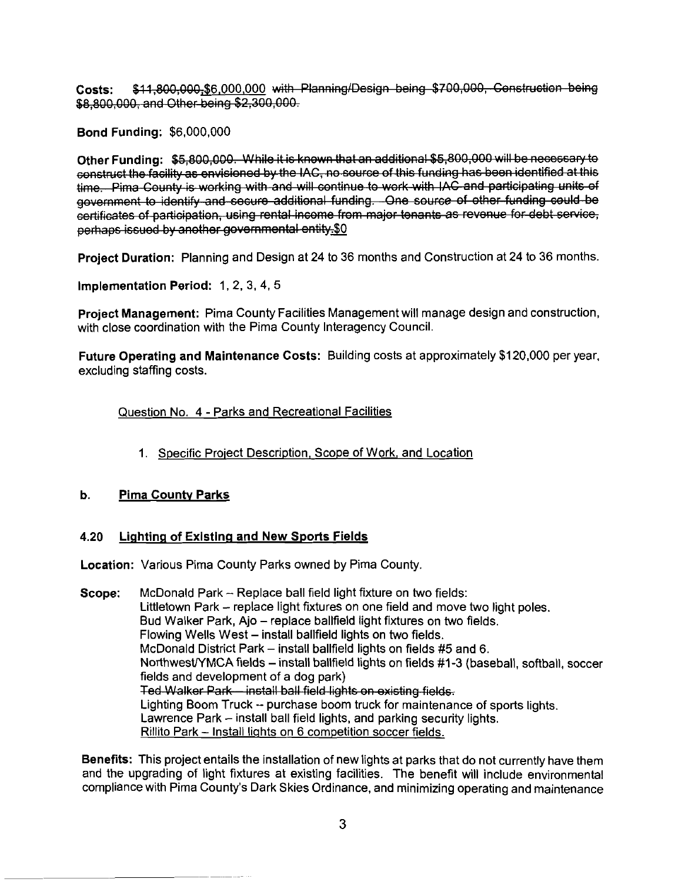**Costs:** ~~$11,800,000,~~$6,000,000 ~~with Planning/Design being $700,000, Construction being $8,800,000, and Other being $2,300,000.~~

**Bond Funding:** $6,000,000

**Other Funding:** ~~$5,800,000. While it is known that an additional $5,800,000 will be necessary to construct the facility as envisioned by the IAC, no source of this funding has been identified at this time. Pima County is working with and will continue to work with IAC and participating units of government to identify and secure additional funding. One source of other funding could be certificates of participation, using rental income from major tenants as revenue for debt service, perhaps issued by another governmental entity.~~$0

**Project Duration:** Planning and Design at 24 to 36 months and Construction at 24 to 36 months.

**Implementation Period:** 1, 2, 3, 4, 5

**Project Management:** Pima County Facilities Management will manage design and construction, with close coordination with the Pima County Interagency Council.

**Future Operating and Maintenance Costs:** Building costs at approximately $120,000 per year, excluding staffing costs.

<u>Question No. 4 - Parks and Recreational Facilities</u>

1. <u>Specific Project Description, Scope of Work, and Location</u>

## b. <u>Pima County Parks</u>

### 4.20 <u>Lighting of Existing and New Sports Fields</u>

**Location:** Various Pima County Parks owned by Pima County.

**Scope:**
McDonald Park – Replace ball field light fixture on two fields:
Littletown Park – replace light fixtures on one field and move two light poles.
Bud Walker Park, Ajo – replace ballfield light fixtures on two fields.
Flowing Wells West – install ballfield lights on two fields.
McDonald District Park – install ballfield lights on fields #5 and 6.
Northwest/YMCA fields – install ballfield lights on fields #1-3 (baseball, softball, soccer fields and development of a dog park)
~~Ted Walker Park – install ball field lights on existing fields.~~
Lighting Boom Truck -- purchase boom truck for maintenance of sports lights.
Lawrence Park – install ball field lights, and parking security lights.
<u>Rillito Park – Install lights on 6 competition soccer fields.</u>

**Benefits:** This project entails the installation of new lights at parks that do not currently have them and the upgrading of light fixtures at existing facilities. The benefit will include environmental compliance with Pima County's Dark Skies Ordinance, and minimizing operating and maintenance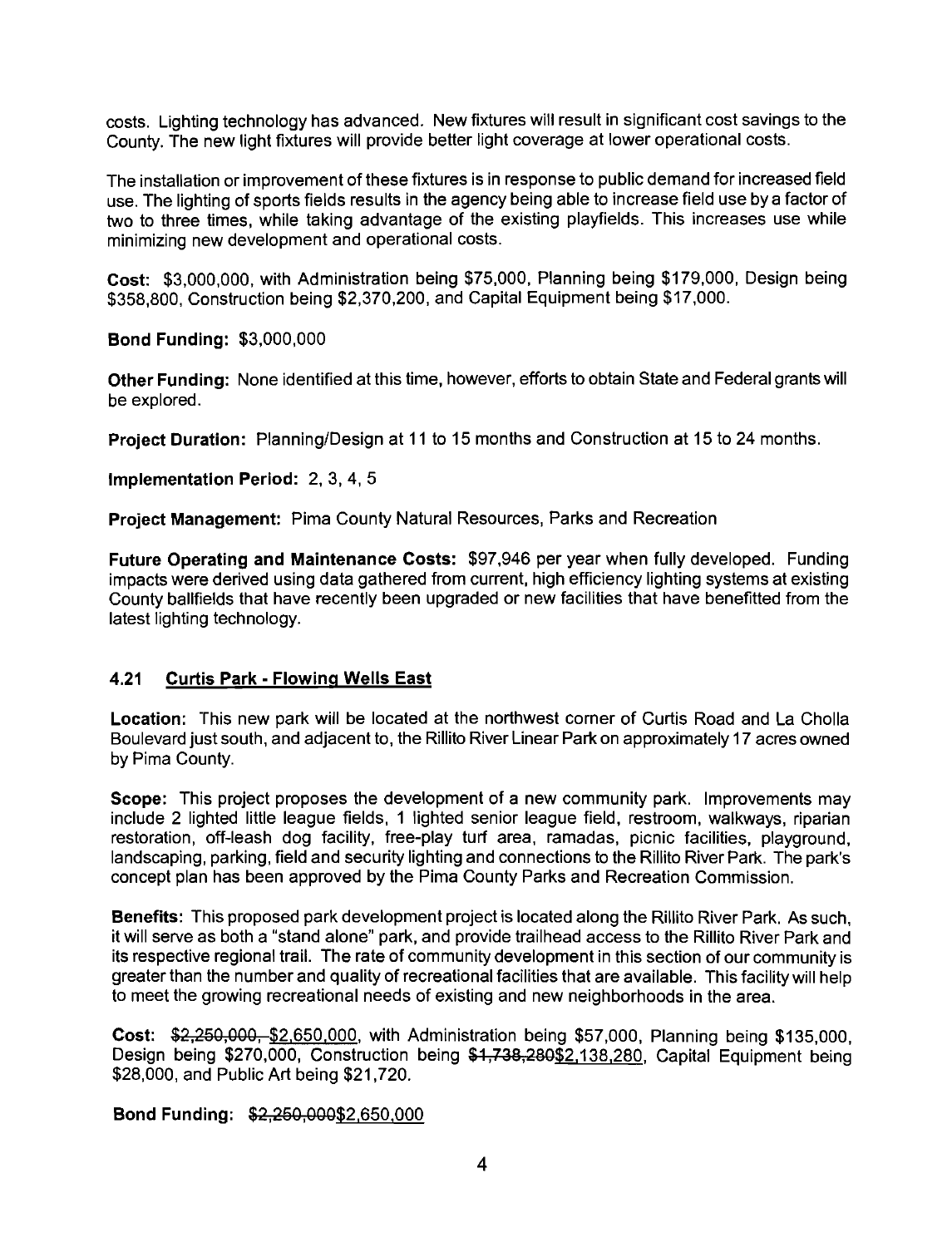costs. Lighting technology has advanced. New fixtures will result in significant cost savings to the County. The new light fixtures will provide better light coverage at lower operational costs.

The installation or improvement of these fixtures is in response to public demand for increased field use. The lighting of sports fields results in the agency being able to increase field use by a factor of two to three times, while taking advantage of the existing playfields. This increases use while minimizing new development and operational costs.

**Cost:** \$3,000,000, with Administration being \$75,000, Planning being \$179,000, Design being \$358,800, Construction being \$2,370,200, and Capital Equipment being \$17,000.

**Bond Funding:** \$3,000,000

**Other Funding:** None identified at this time, however, efforts to obtain State and Federal grants will be explored.

**Project Duration:** Planning/Design at 11 to 15 months and Construction at 15 to 24 months.

**Implementation Period:** 2, 3, 4, 5

**Project Management:** Pima County Natural Resources, Parks and Recreation

**Future Operating and Maintenance Costs:** \$97,946 per year when fully developed. Funding impacts were derived using data gathered from current, high efficiency lighting systems at existing County ballfields that have recently been upgraded or new facilities that have benefitted from the latest lighting technology.

## 4.21 <u>Curtis Park - Flowing Wells East</u>

**Location:** This new park will be located at the northwest corner of Curtis Road and La Cholla Boulevard just south, and adjacent to, the Rillito River Linear Park on approximately 17 acres owned by Pima County.

**Scope:** This project proposes the development of a new community park. Improvements may include 2 lighted little league fields, 1 lighted senior league field, restroom, walkways, riparian restoration, off-leash dog facility, free-play turf area, ramadas, picnic facilities, playground, landscaping, parking, field and security lighting and connections to the Rillito River Park. The park's concept plan has been approved by the Pima County Parks and Recreation Commission.

**Benefits:** This proposed park development project is located along the Rillito River Park. As such, it will serve as both a "stand alone" park, and provide trailhead access to the Rillito River Park and its respective regional trail. The rate of community development in this section of our community is greater than the number and quality of recreational facilities that are available. This facility will help to meet the growing recreational needs of existing and new neighborhoods in the area.

**Cost:** ~~\$2,250,000,~~ <u>\$2,650,000</u>, with Administration being \$57,000, Planning being \$135,000, Design being \$270,000, Construction being ~~\$1,738,280~~<u>\$2,138,280</u>, Capital Equipment being \$28,000, and Public Art being \$21,720.

**Bond Funding:** ~~\$2,250,000~~<u>\$2,650,000</u>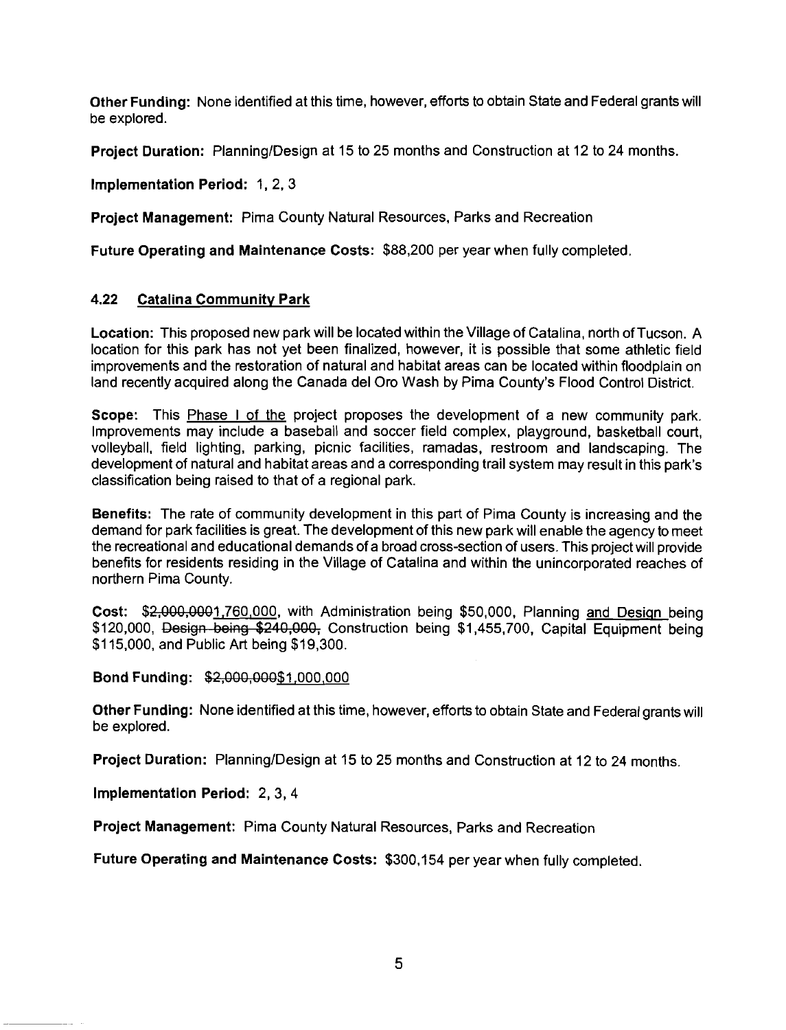**Other Funding:** None identified at this time, however, efforts to obtain State and Federal grants will be explored.

**Project Duration:** Planning/Design at 15 to 25 months and Construction at 12 to 24 months.

**Implementation Period:** 1, 2, 3

**Project Management:** Pima County Natural Resources, Parks and Recreation

**Future Operating and Maintenance Costs:** $88,200 per year when fully completed.

### 4.22 Catalina Community Park

**Location:** This proposed new park will be located within the Village of Catalina, north of Tucson. A location for this park has not yet been finalized, however, it is possible that some athletic field improvements and the restoration of natural and habitat areas can be located within floodplain on land recently acquired along the Canada del Oro Wash by Pima County's Flood Control District.

**Scope:** This Phase I of the project proposes the development of a new community park. Improvements may include a baseball and soccer field complex, playground, basketball court, volleyball, field lighting, parking, picnic facilities, ramadas, restroom and landscaping. The development of natural and habitat areas and a corresponding trail system may result in this park's classification being raised to that of a regional park.

**Benefits:** The rate of community development in this part of Pima County is increasing and the demand for park facilities is great. The development of this new park will enable the agency to meet the recreational and educational demands of a broad cross-section of users. This project will provide benefits for residents residing in the Village of Catalina and within the unincorporated reaches of northern Pima County.

**Cost:** ~~$2,000,000~~$1,760,000, with Administration being $50,000, Planning and Design being $120,000, ~~Design being $240,000,~~ Construction being $1,455,700, Capital Equipment being $115,000, and Public Art being $19,300.

**Bond Funding:** ~~$2,000,000~~$1,000,000

**Other Funding:** None identified at this time, however, efforts to obtain State and Federal grants will be explored.

**Project Duration:** Planning/Design at 15 to 25 months and Construction at 12 to 24 months.

**Implementation Period:** 2, 3, 4

**Project Management:** Pima County Natural Resources, Parks and Recreation

**Future Operating and Maintenance Costs:** $300,154 per year when fully completed.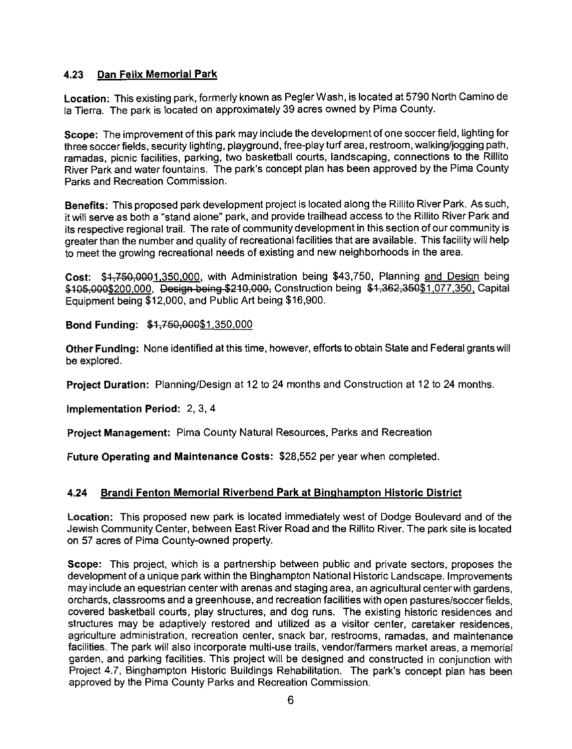## 4.23 Dan Felix Memorial Park

**Location:** This existing park, formerly known as Pegler Wash, is located at 5790 North Camino de la Tierra. The park is located on approximately 39 acres owned by Pima County.

**Scope:** The improvement of this park may include the development of one soccer field, lighting for three soccer fields, security lighting, playground, free-play turf area, restroom, walking/jogging path, ramadas, picnic facilities, parking, two basketball courts, landscaping, connections to the Rillito River Park and water fountains. The park's concept plan has been approved by the Pima County Parks and Recreation Commission.

**Benefits:** This proposed park development project is located along the Rillito River Park. As such, it will serve as both a "stand alone" park, and provide trailhead access to the Rillito River Park and its respective regional trail. The rate of community development in this section of our community is greater than the number and quality of recreational facilities that are available. This facility will help to meet the growing recreational needs of existing and new neighborhoods in the area.

**Cost:** ~~$1,750,000~~$1,350,000, with Administration being $43,750, Planning and Design being ~~$105,000~~$200,000, ~~Design being $210,000,~~ Construction being ~~$1,362,350~~$1,077,350, Capital Equipment being $12,000, and Public Art being $16,900.

**Bond Funding:** ~~$1,750,000~~$1,350,000

**Other Funding:** None identified at this time, however, efforts to obtain State and Federal grants will be explored.

**Project Duration:** Planning/Design at 12 to 24 months and Construction at 12 to 24 months.

**Implementation Period:** 2, 3, 4

**Project Management:** Pima County Natural Resources, Parks and Recreation

**Future Operating and Maintenance Costs:** $28,552 per year when completed.

## 4.24 Brandi Fenton Memorial Riverbend Park at Binghampton Historic District

**Location:** This proposed new park is located immediately west of Dodge Boulevard and of the Jewish Community Center, between East River Road and the Rillito River. The park site is located on 57 acres of Pima County-owned property.

**Scope:** This project, which is a partnership between public and private sectors, proposes the development of a unique park within the Binghampton National Historic Landscape. Improvements may include an equestrian center with arenas and staging area, an agricultural center with gardens, orchards, classrooms and a greenhouse, and recreation facilities with open pastures/soccer fields, covered basketball courts, play structures, and dog runs. The existing historic residences and structures may be adaptively restored and utilized as a visitor center, caretaker residences, agriculture administration, recreation center, snack bar, restrooms, ramadas, and maintenance facilities. The park will also incorporate multi-use trails, vendor/farmers market areas, a memorial garden, and parking facilities. This project will be designed and constructed in conjunction with Project 4.7, Binghampton Historic Buildings Rehabilitation. The park's concept plan has been approved by the Pima County Parks and Recreation Commission.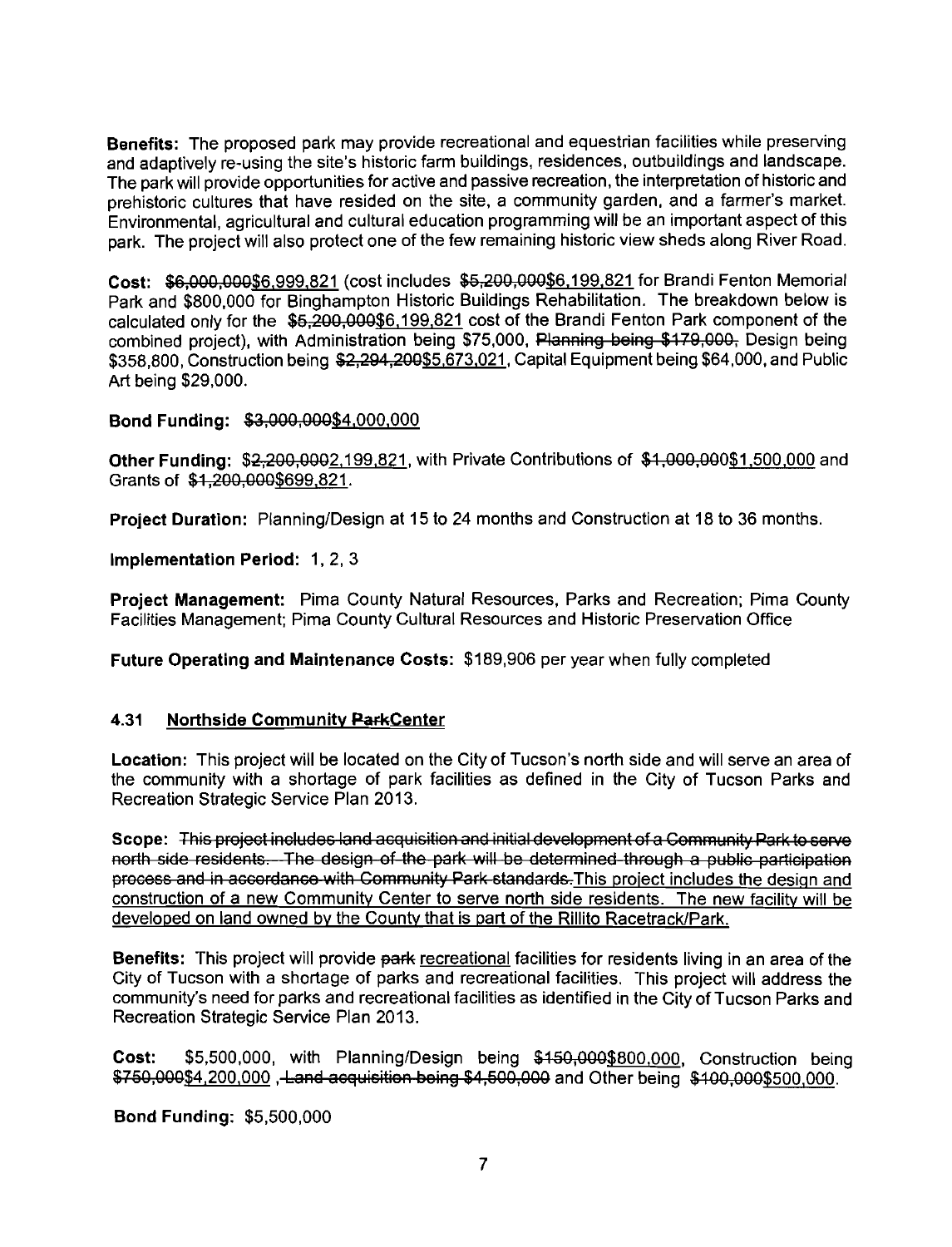**Benefits:** The proposed park may provide recreational and equestrian facilities while preserving and adaptively re-using the site's historic farm buildings, residences, outbuildings and landscape. The park will provide opportunities for active and passive recreation, the interpretation of historic and prehistoric cultures that have resided on the site, a community garden, and a farmer's market. Environmental, agricultural and cultural education programming will be an important aspect of this park. The project will also protect one of the few remaining historic view sheds along River Road.

**Cost:** ~~$6,000,000~~$6,999,821 (cost includes ~~$5,200,000~~$6,199,821 for Brandi Fenton Memorial Park and $800,000 for Binghampton Historic Buildings Rehabilitation. The breakdown below is calculated only for the ~~$5,200,000~~$6,199,821 cost of the Brandi Fenton Park component of the combined project), with Administration being $75,000, ~~Planning being $179,000,~~ Design being $358,800, Construction being ~~$2,294,200~~$5,673,021, Capital Equipment being $64,000, and Public Art being $29,000.

**Bond Funding:** ~~$3,000,000~~$4,000,000

**Other Funding:** $~~2,200,000~~2,199,821, with Private Contributions of ~~$1,000,000~~$1,500,000 and Grants of ~~$1,200,000~~$699,821.

**Project Duration:** Planning/Design at 15 to 24 months and Construction at 18 to 36 months.

**Implementation Period:** 1, 2, 3

**Project Management:** Pima County Natural Resources, Parks and Recreation; Pima County Facilities Management; Pima County Cultural Resources and Historic Preservation Office

**Future Operating and Maintenance Costs:** $189,906 per year when fully completed

## 4.31 Northside Community ~~Park~~Center

**Location:** This project will be located on the City of Tucson's north side and will serve an area of the community with a shortage of park facilities as defined in the City of Tucson Parks and Recreation Strategic Service Plan 2013.

**Scope:** ~~This project includes land acquisition and initial development of a Community Park to serve north side residents. The design of the park will be determined through a public participation process and in accordance with Community Park standards.~~This project includes the design and construction of a new Community Center to serve north side residents. The new facility will be developed on land owned by the County that is part of the Rillito Racetrack/Park.

**Benefits:** This project will provide ~~park~~ recreational facilities for residents living in an area of the City of Tucson with a shortage of parks and recreational facilities. This project will address the community's need for parks and recreational facilities as identified in the City of Tucson Parks and Recreation Strategic Service Plan 2013.

**Cost:** $5,500,000, with Planning/Design being ~~$150,000~~$800,000, Construction being ~~$750,000~~$4,200,000 ~~, Land acquisition being $4,500,000~~ and Other being ~~$100,000~~$500,000.

**Bond Funding:** $5,500,000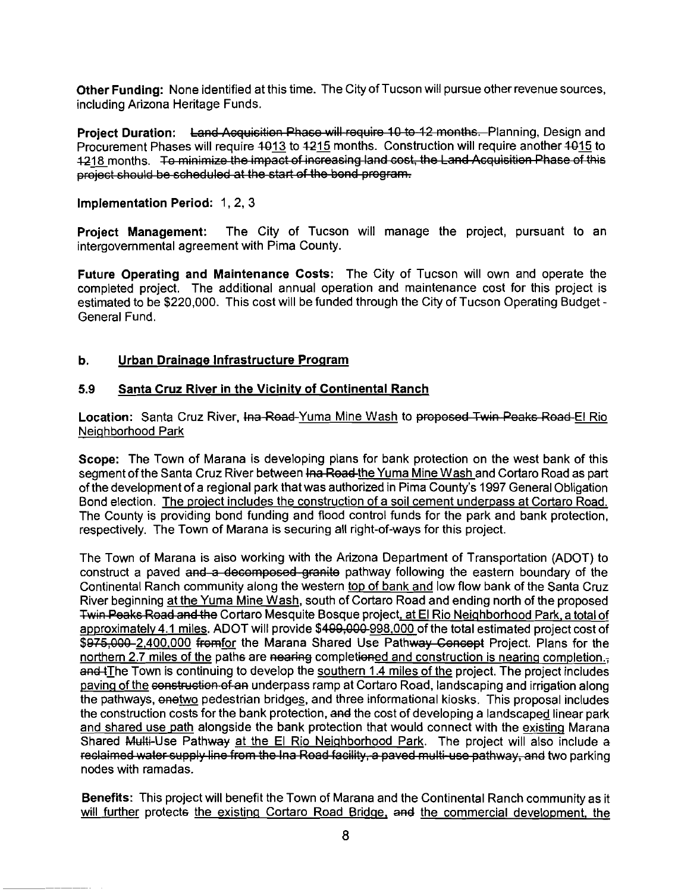**Other Funding:** None identified at this time. The City of Tucson will pursue other revenue sources, including Arizona Heritage Funds.

**Project Duration:** ~~Land Acquisition Phase will require 10 to 12 months.~~ Planning, Design and Procurement Phases will require ~~10~~13 to ~~12~~15 months. Construction will require another ~~10~~15 to ~~12~~18 months. ~~To minimize the impact of increasing land cost, the Land Acquisition Phase of this project should be scheduled at the start of the bond program.~~

**Implementation Period:** 1, 2, 3

**Project Management:** The City of Tucson will manage the project, pursuant to an intergovernmental agreement with Pima County.

**Future Operating and Maintenance Costs:** The City of Tucson will own and operate the completed project. The additional annual operation and maintenance cost for this project is estimated to be $220,000. This cost will be funded through the City of Tucson Operating Budget - General Fund.

## b. Urban Drainage Infrastructure Program

### 5.9 Santa Cruz River in the Vicinity of Continental Ranch

**Location:** Santa Cruz River, ~~Ina Road~~ Yuma Mine Wash to ~~proposed Twin Peaks Road~~ El Rio Neighborhood Park

**Scope:** The Town of Marana is developing plans for bank protection on the west bank of this segment of the Santa Cruz River between ~~Ina Road~~ the Yuma Mine Wash and Cortaro Road as part of the development of a regional park that was authorized in Pima County's 1997 General Obligation Bond election. The project includes the construction of a soil cement underpass at Cortaro Road. The County is providing bond funding and flood control funds for the park and bank protection, respectively. The Town of Marana is securing all right-of-ways for this project.

The Town of Marana is also working with the Arizona Department of Transportation (ADOT) to construct a paved ~~and a decomposed granite~~ pathway following the eastern boundary of the Continental Ranch community along the western top of bank and low flow bank of the Santa Cruz River beginning at the Yuma Mine Wash, south of Cortaro Road and ending north of the proposed ~~Twin Peaks Road and the~~ Cortaro Mesquite Bosque project, at El Rio Neighborhood Park, a total of approximately 4.1 miles. ADOT will provide $~~499,000~~ 998,000 of the total estimated project cost of $~~975,000~~ 2,400,000 ~~from~~for the Marana Shared Use Path~~way Concept~~ Project. Plans for the northern 2.7 miles of the path~~s~~ are ~~nearing~~ complet~~ion~~ed and construction is nearing completion.~~,~~ ~~and t~~The Town is continuing to develop the southern 1.4 miles of the project. The project includes paving of the ~~construction of an~~ underpass ramp at Cortaro Road, landscaping and irrigation along the pathways, ~~one~~two pedestrian bridges, and three informational kiosks. This proposal includes the construction costs for the bank protection, ~~and~~ the cost of developing a landscaped linear park and shared use path alongside the bank protection that would connect with the existing Marana Shared ~~Multi-~~Use Path~~way~~ at the El Rio Neighborhood Park. The project will also include ~~a reclaimed water supply line from the Ina Road facility, a paved multi-use pathway, and~~ two parking nodes with ramadas.

**Benefits:** This project will benefit the Town of Marana and the Continental Ranch community as it will further protect~~s~~ the existing Cortaro Road Bridge, ~~and~~ the commercial development, the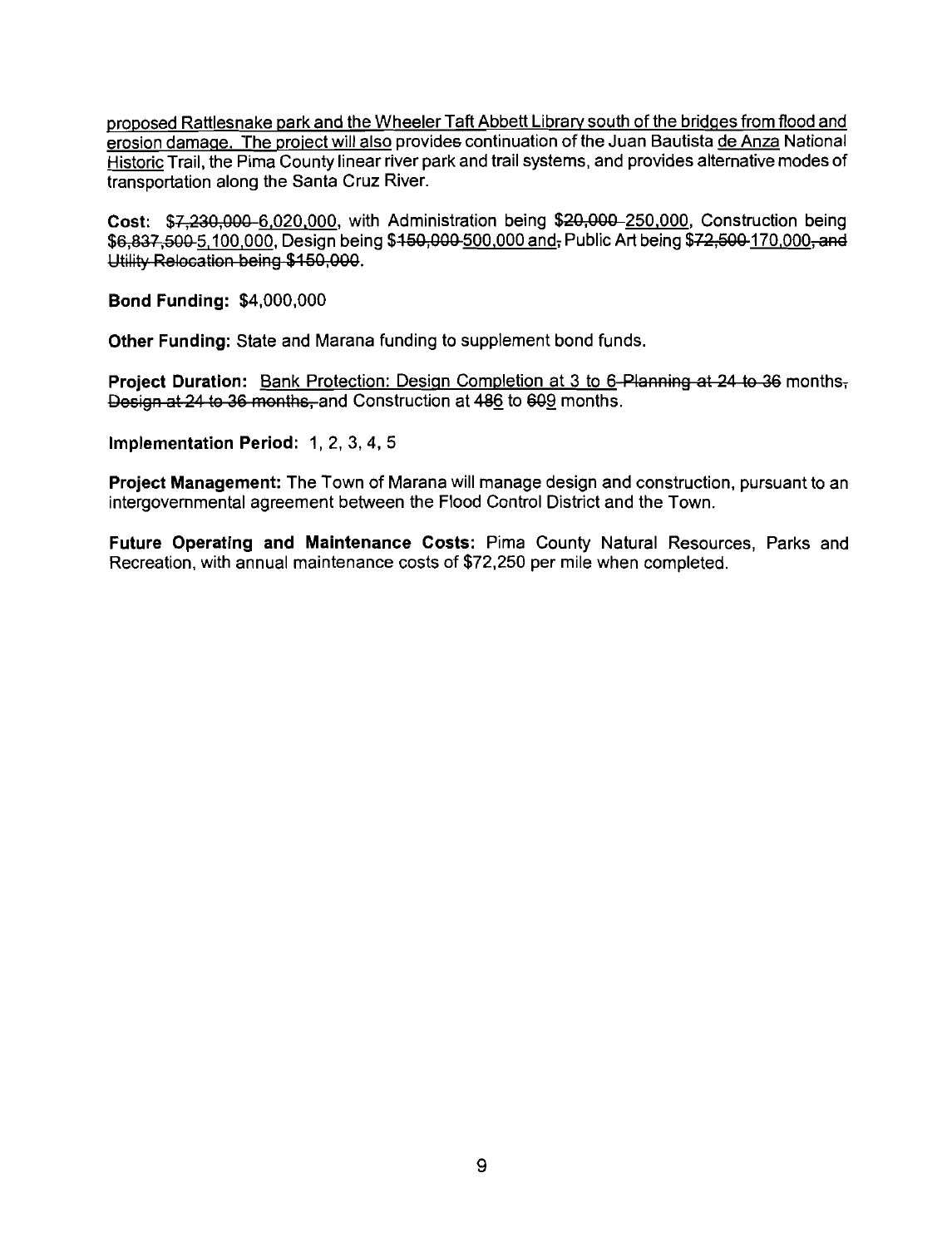proposed Rattlesnake park and the Wheeler Taft Abbett Library south of the bridges from flood and erosion damage. The project will also provides continuation of the Juan Bautista de Anza National Historic Trail, the Pima County linear river park and trail systems, and provides alternative modes of transportation along the Santa Cruz River.

**Cost:** ~~$7,230,000~~ 6,020,000, with Administration being $~~20,000~~ 250,000, Construction being ~~$6,837,500~~ 5,100,000, Design being $~~150,000~~ 500,000 and~~,~~ Public Art being $~~72,500~~ 170,000~~, and Utility Relocation being $150,000~~.

**Bond Funding:** $4,000,000

**Other Funding:** State and Marana funding to supplement bond funds.

**Project Duration:** Bank Protection: Design Completion at 3 to 6 ~~Planning at 24 to 36~~ months~~, Design at 24 to 36 months,~~ and Construction at 4~~8~~6 to 6~~0~~9 months.

**Implementation Period:** 1, 2, 3, 4, 5

**Project Management:** The Town of Marana will manage design and construction, pursuant to an intergovernmental agreement between the Flood Control District and the Town.

**Future Operating and Maintenance Costs:** Pima County Natural Resources, Parks and Recreation, with annual maintenance costs of $72,250 per mile when completed.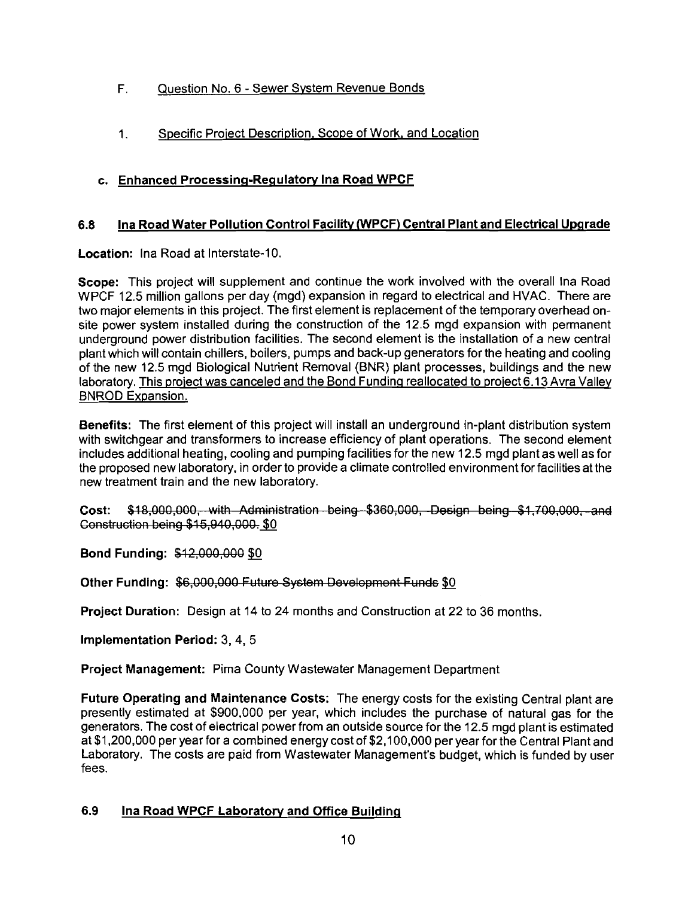F. Question No. 6 - Sewer System Revenue Bonds

1. Specific Project Description, Scope of Work, and Location

### c. Enhanced Processing-Regulatory Ina Road WPCF

### 6.8 Ina Road Water Pollution Control Facility (WPCF) Central Plant and Electrical Upgrade

**Location:** Ina Road at Interstate-10.

**Scope:** This project will supplement and continue the work involved with the overall Ina Road WPCF 12.5 million gallons per day (mgd) expansion in regard to electrical and HVAC. There are two major elements in this project. The first element is replacement of the temporary overhead on-site power system installed during the construction of the 12.5 mgd expansion with permanent underground power distribution facilities. The second element is the installation of a new central plant which will contain chillers, boilers, pumps and back-up generators for the heating and cooling of the new 12.5 mgd Biological Nutrient Removal (BNR) plant processes, buildings and the new laboratory. This project was canceled and the Bond Funding reallocated to project 6.13 Avra Valley BNROD Expansion.

**Benefits:** The first element of this project will install an underground in-plant distribution system with switchgear and transformers to increase efficiency of plant operations. The second element includes additional heating, cooling and pumping facilities for the new 12.5 mgd plant as well as for the proposed new laboratory, in order to provide a climate controlled environment for facilities at the new treatment train and the new laboratory.

**Cost:** ~~$18,000,000, with Administration being $360,000, Design being $1,700,000, and Construction being $15,940,000.~~ $0

**Bond Funding:** ~~$12,000,000~~ $0

**Other Funding:** ~~$6,000,000 Future System Development Funds~~ $0

**Project Duration:** Design at 14 to 24 months and Construction at 22 to 36 months.

**Implementation Period:** 3, 4, 5

**Project Management:** Pima County Wastewater Management Department

**Future Operating and Maintenance Costs:** The energy costs for the existing Central plant are presently estimated at $900,000 per year, which includes the purchase of natural gas for the generators. The cost of electrical power from an outside source for the 12.5 mgd plant is estimated at $1,200,000 per year for a combined energy cost of $2,100,000 per year for the Central Plant and Laboratory. The costs are paid from Wastewater Management's budget, which is funded by user fees.

### 6.9 Ina Road WPCF Laboratory and Office Building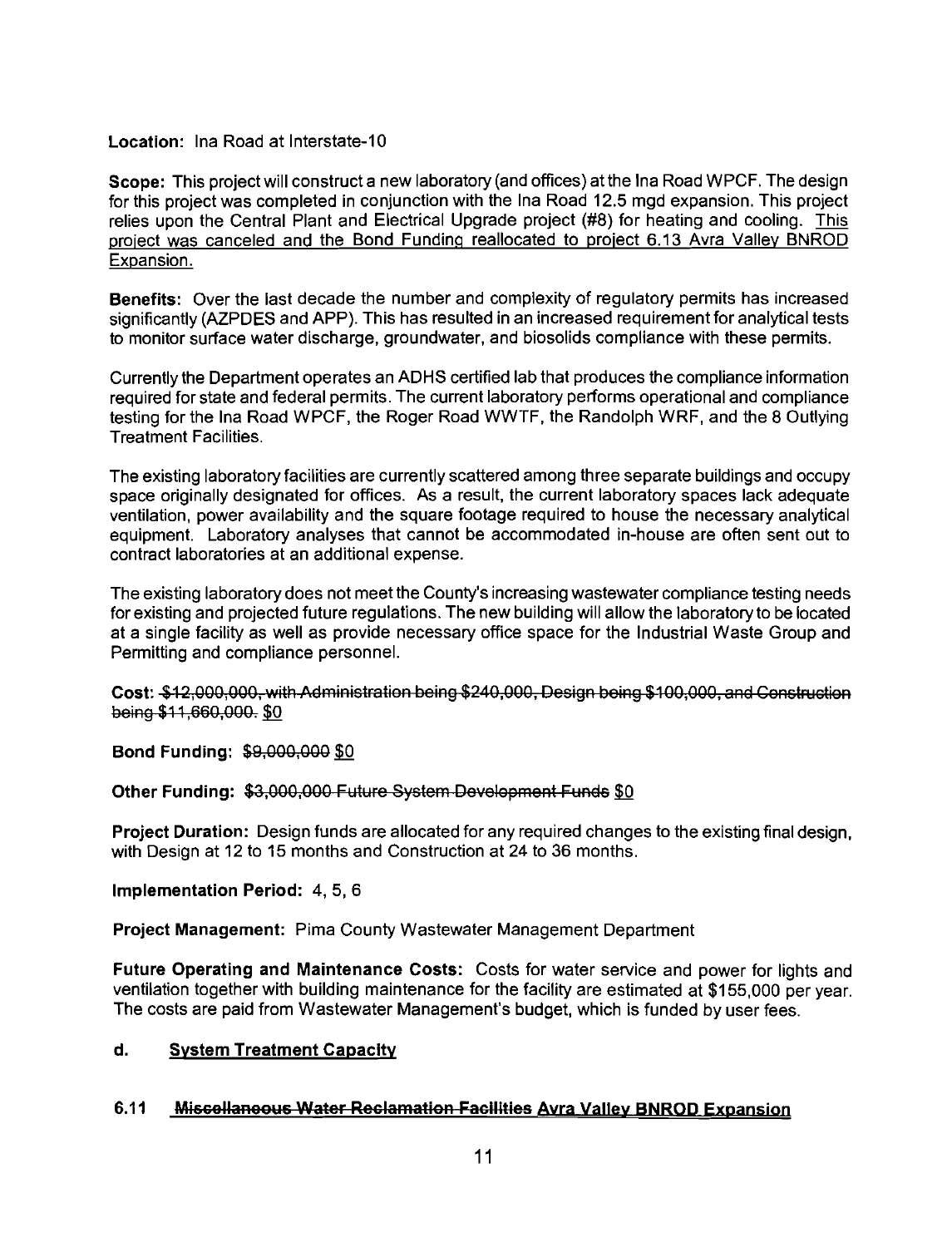**Location:** Ina Road at Interstate-10

**Scope:** This project will construct a new laboratory (and offices) at the Ina Road WPCF. The design for this project was completed in conjunction with the Ina Road 12.5 mgd expansion. This project relies upon the Central Plant and Electrical Upgrade project (#8) for heating and cooling. <u>This project was canceled and the Bond Funding reallocated to project 6.13 Avra Valley BNROD Expansion.</u>

**Benefits:** Over the last decade the number and complexity of regulatory permits has increased significantly (AZPDES and APP). This has resulted in an increased requirement for analytical tests to monitor surface water discharge, groundwater, and biosolids compliance with these permits.

Currently the Department operates an ADHS certified lab that produces the compliance information required for state and federal permits. The current laboratory performs operational and compliance testing for the Ina Road WPCF, the Roger Road WWTF, the Randolph WRF, and the 8 Outlying Treatment Facilities.

The existing laboratory facilities are currently scattered among three separate buildings and occupy space originally designated for offices. As a result, the current laboratory spaces lack adequate ventilation, power availability and the square footage required to house the necessary analytical equipment. Laboratory analyses that cannot be accommodated in-house are often sent out to contract laboratories at an additional expense.

The existing laboratory does not meet the County's increasing wastewater compliance testing needs for existing and projected future regulations. The new building will allow the laboratory to be located at a single facility as well as provide necessary office space for the Industrial Waste Group and Permitting and compliance personnel.

**Cost:** ~~$12,000,000, with Administration being $240,000, Design being $100,000, and Construction being $11,660,000.~~ <u>$0</u>

**Bond Funding:** ~~$9,000,000~~ <u>$0</u>

**Other Funding:** ~~$3,000,000 Future System Development Funds~~ <u>$0</u>

**Project Duration:** Design funds are allocated for any required changes to the existing final design, with Design at 12 to 15 months and Construction at 24 to 36 months.

**Implementation Period:** 4, 5, 6

**Project Management:** Pima County Wastewater Management Department

**Future Operating and Maintenance Costs:** Costs for water service and power for lights and ventilation together with building maintenance for the facility are estimated at $155,000 per year. The costs are paid from Wastewater Management's budget, which is funded by user fees.

## d. <u>System Treatment Capacity</u>

### 6.11 ~~Miscellaneous Water Reclamation Facilities~~ <u>Avra Valley BNROD Expansion</u>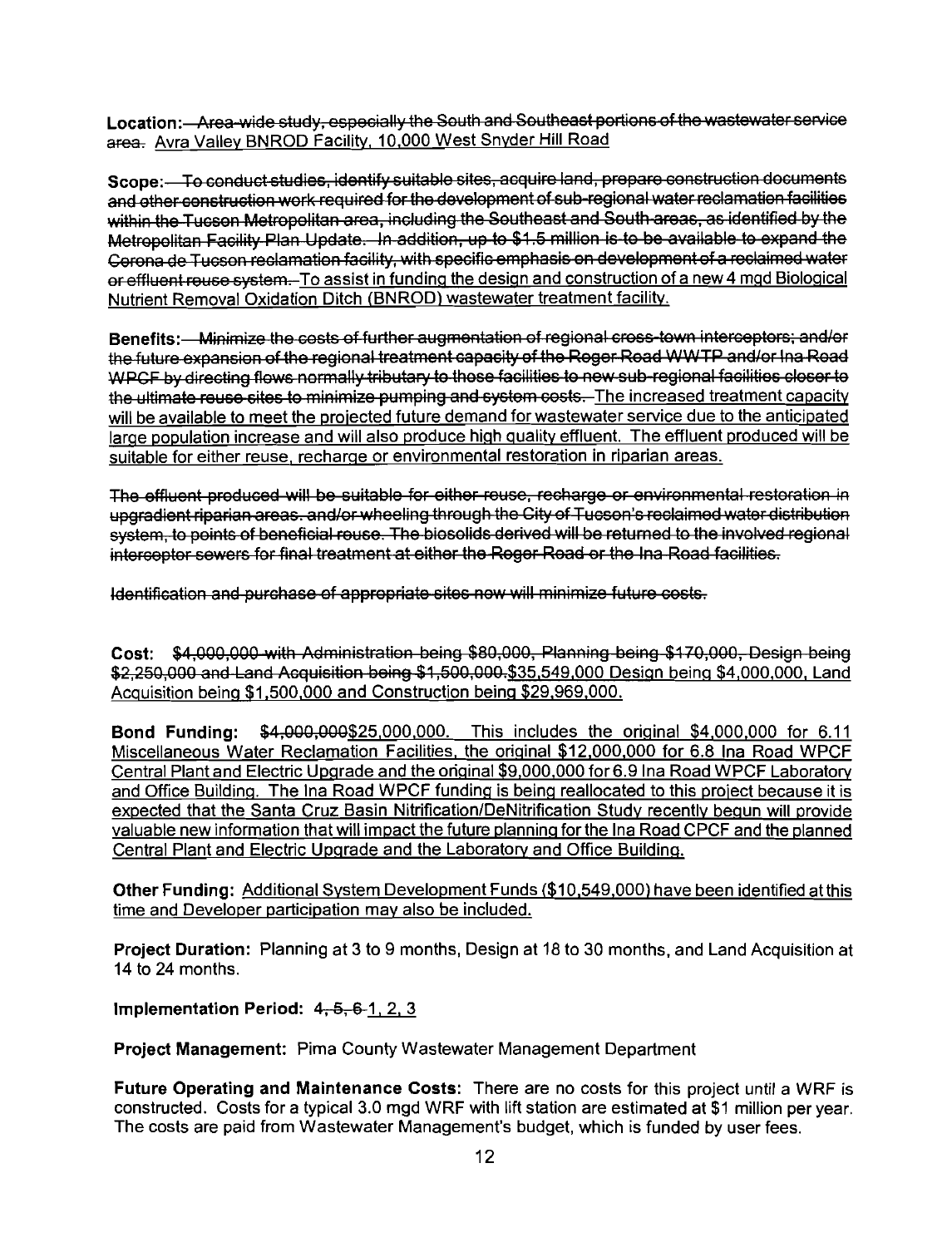**Location:** ~~Area-wide study, especially the South and Southeast portions of the wastewater service area.~~ <u>Avra Valley BNROD Facility, 10,000 West Snyder Hill Road</u>

**Scope:** ~~To conduct studies, identify suitable sites, acquire land, prepare construction documents and other construction work required for the development of sub-regional water reclamation facilities within the Tucson Metropolitan area, including the Southeast and South areas, as identified by the Metropolitan Facility Plan Update. In addition, up to $1.5 million is to be available to expand the Corona de Tucson reclamation facility, with specific emphasis on development of a reclaimed water or effluent reuse system.~~ <u>To assist in funding the design and construction of a new 4 mgd Biological Nutrient Removal Oxidation Ditch (BNROD) wastewater treatment facility.</u>

**Benefits:** ~~Minimize the costs of further augmentation of regional cross-town interceptors; and/or the future expansion of the regional treatment capacity of the Roger Road WWTP and/or Ina Road WPCF by directing flows normally tributary to those facilities to new sub-regional facilities closer to the ultimate reuse sites to minimize pumping and system costs.~~ <u>The increased treatment capacity will be available to meet the projected future demand for wastewater service due to the anticipated large population increase and will also produce high quality effluent. The effluent produced will be suitable for either reuse, recharge or environmental restoration in riparian areas.</u>

~~The effluent produced will be suitable for either reuse, recharge or environmental restoration in upgradient riparian areas. and/or wheeling through the City of Tucson's reclaimed water distribution system, to points of beneficial reuse. The biosolids derived will be returned to the involved regional interceptor sewers for final treatment at either the Roger Road or the Ina Road facilities.~~

~~Identification and purchase of appropriate sites now will minimize future costs.~~

**Cost:** ~~$4,000,000 with Administration being $80,000, Planning being $170,000, Design being $2,250,000 and Land Acquisition being $1,500,000.~~<u>$35,549,000 Design being $4,000,000, Land Acquisition being $1,500,000 and Construction being $29,969,000.</u>

**Bond Funding:** ~~$4,000,000~~<u>$25,000,000. This includes the original $4,000,000 for 6.11 Miscellaneous Water Reclamation Facilities, the original $12,000,000 for 6.8 Ina Road WPCF Central Plant and Electric Upgrade and the original $9,000,000 for 6.9 Ina Road WPCF Laboratory and Office Building. The Ina Road WPCF funding is being reallocated to this project because it is expected that the Santa Cruz Basin Nitrification/DeNitrification Study recently begun will provide valuable new information that will impact the future planning for the Ina Road CPCF and the planned Central Plant and Electric Upgrade and the Laboratory and Office Building.</u>

**Other Funding:** <u>Additional System Development Funds ($10,549,000) have been identified at this time and Developer participation may also be included.</u>

**Project Duration:** Planning at 3 to 9 months, Design at 18 to 30 months, and Land Acquisition at 14 to 24 months.

**Implementation Period:** ~~4, 5, 6~~ <u>1, 2, 3</u>

**Project Management:** Pima County Wastewater Management Department

**Future Operating and Maintenance Costs:** There are no costs for this project until a WRF is constructed. Costs for a typical 3.0 mgd WRF with lift station are estimated at $1 million per year. The costs are paid from Wastewater Management's budget, which is funded by user fees.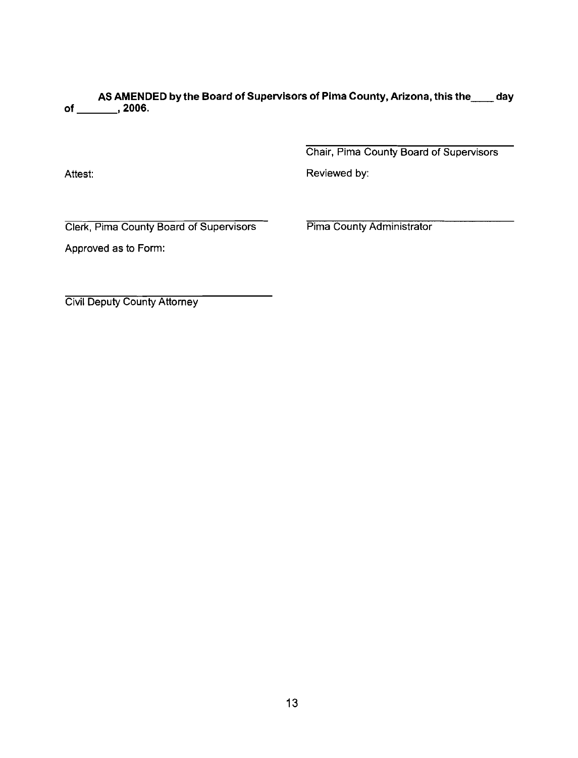**AS AMENDED by the Board of Supervisors of Pima County, Arizona, this the\_\_\_\_ day of \_\_\_\_\_\_\_\_, 2006.**

\_\_\_\_\_\_\_\_\_\_\_\_\_\_\_\_\_\_\_\_\_\_\_\_\_\_\_\_\_\_\_\_\_\_\_\_

Chair, Pima County Board of Supervisors

Attest:

\_\_\_\_\_\_\_\_\_\_\_\_\_\_\_\_\_\_\_\_\_\_\_\_\_\_\_\_\_\_\_\_\_\_\_\_

Clerk, Pima County Board of Supervisors

Reviewed by:

\_\_\_\_\_\_\_\_\_\_\_\_\_\_\_\_\_\_\_\_\_\_\_\_\_\_\_\_\_\_\_\_\_\_\_\_

Pima County Administrator

Approved as to Form:

\_\_\_\_\_\_\_\_\_\_\_\_\_\_\_\_\_\_\_\_\_\_\_\_\_\_\_\_\_\_\_\_\_\_\_\_

Civil Deputy County Attorney